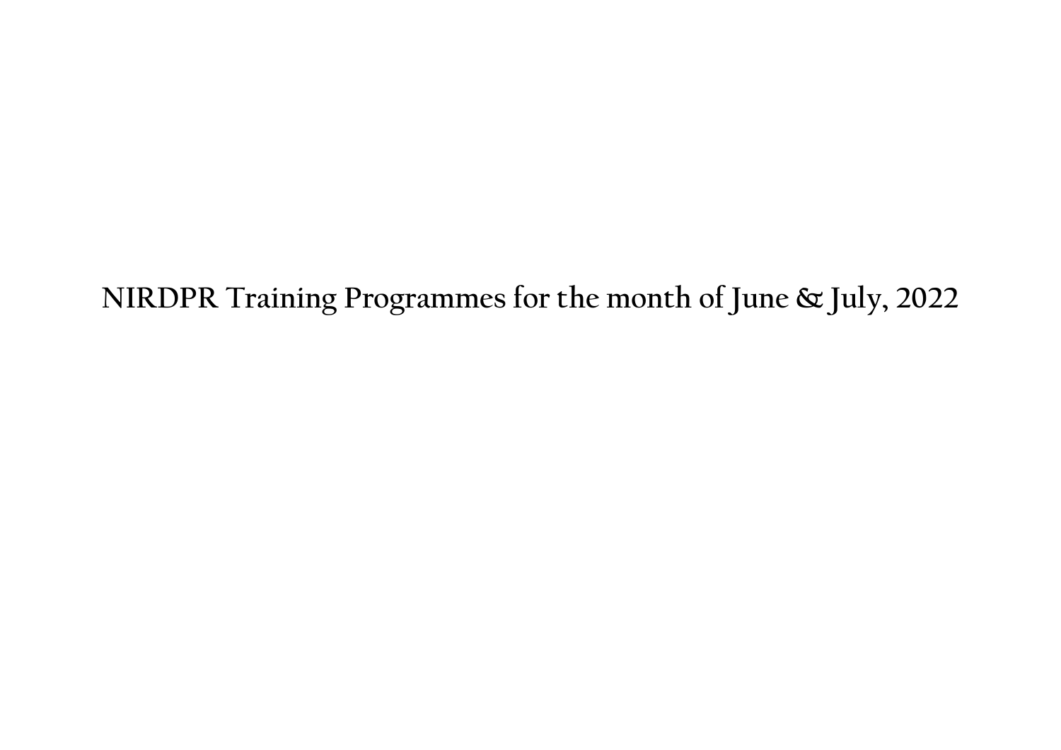# NIRDPR Training Programmes for the month of June & July, 2022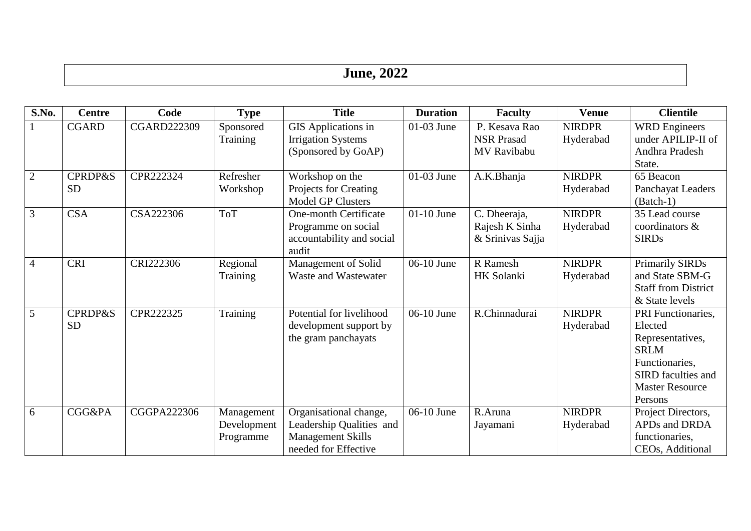# June, 2022

| S.No. | Centre | Code | Type | Title | Duration | Faculty | Venue | Clientile |
|---|---|---|---|---|---|---|---|---|
| 1 | CGARD | CGARD222309 | Sponsored Training | GIS Applications in Irrigation Systems (Sponsored by GoAP) | 01-03 June | P. Kesava Rao NSR Prasad MV Ravibabu | NIRDPR Hyderabad | WRD Engineers under APILIP-II of Andhra Pradesh State. |
| 2 | CPRDP&S SD | CPR222324 | Refresher Workshop | Workshop on the Projects for Creating Model GP Clusters | 01-03 June | A.K.Bhanja | NIRDPR Hyderabad | 65 Beacon Panchayat Leaders (Batch-1) |
| 3 | CSA | CSA222306 | ToT | One-month Certificate Programme on social accountability and social audit | 01-10 June | C. Dheeraja, Rajesh K Sinha & Srinivas Sajja | NIRDPR Hyderabad | 35 Lead course coordinators & SIRDs |
| 4 | CRI | CRI222306 | Regional Training | Management of Solid Waste and Wastewater | 06-10 June | R Ramesh HK Solanki | NIRDPR Hyderabad | Primarily SIRDs and State SBM-G Staff from District & State levels |
| 5 | CPRDP&S SD | CPR222325 | Training | Potential for livelihood development support by the gram panchayats | 06-10 June | R.Chinnadurai | NIRDPR Hyderabad | PRI Functionaries, Elected Representatives, SRLM Functionaries, SIRD faculties and Master Resource Persons |
| 6 | CGG&PA | CGGPA222306 | Management Development Programme | Organisational change, Leadership Qualities and Management Skills needed for Effective | 06-10 June | R.Aruna Jayamani | NIRDPR Hyderabad | Project Directors, APDs and DRDA functionaries, CEOs, Additional |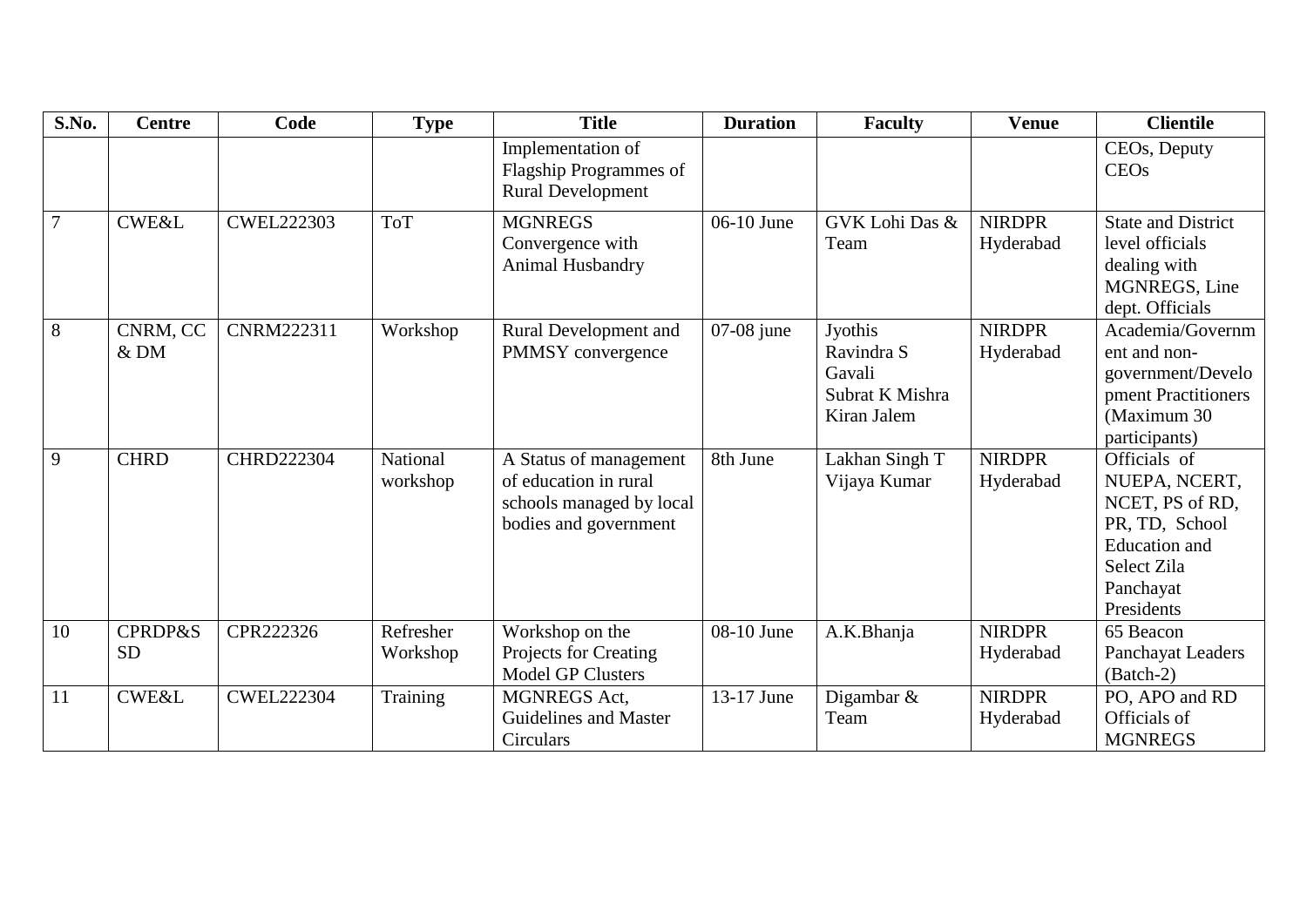| S.No. | Centre | Code | Type | Title | Duration | Faculty | Venue | Clientile |
|---|---|---|---|---|---|---|---|---|
| | | | | Implementation of Flagship Programmes of Rural Development | | | | CEOs, Deputy CEOs |
| 7 | CWE&L | CWEL222303 | ToT | MGNREGS Convergence with Animal Husbandry | 06-10 June | GVK Lohi Das & Team | NIRDPR Hyderabad | State and District level officials dealing with MGNREGS, Line dept. Officials |
| 8 | CNRM, CC & DM | CNRM222311 | Workshop | Rural Development and PMMSY convergence | 07-08 june | Jyothis Ravindra S Gavali Subrat K Mishra Kiran Jalem | NIRDPR Hyderabad | Academia/Government and non-government/Development Practitioners (Maximum 30 participants) |
| 9 | CHRD | CHRD222304 | National workshop | A Status of management of education in rural schools managed by local bodies and government | 8th June | Lakhan Singh T Vijaya Kumar | NIRDPR Hyderabad | Officials of NUEPA, NCERT, NCET, PS of RD, PR, TD, School Education and Select Zila Panchayat Presidents |
| 10 | CPRDP&SSD | CPR222326 | Refresher Workshop | Workshop on the Projects for Creating Model GP Clusters | 08-10 June | A.K.Bhanja | NIRDPR Hyderabad | 65 Beacon Panchayat Leaders (Batch-2) |
| 11 | CWE&L | CWEL222304 | Training | MGNREGS Act, Guidelines and Master Circulars | 13-17 June | Digambar & Team | NIRDPR Hyderabad | PO, APO and RD Officials of MGNREGS |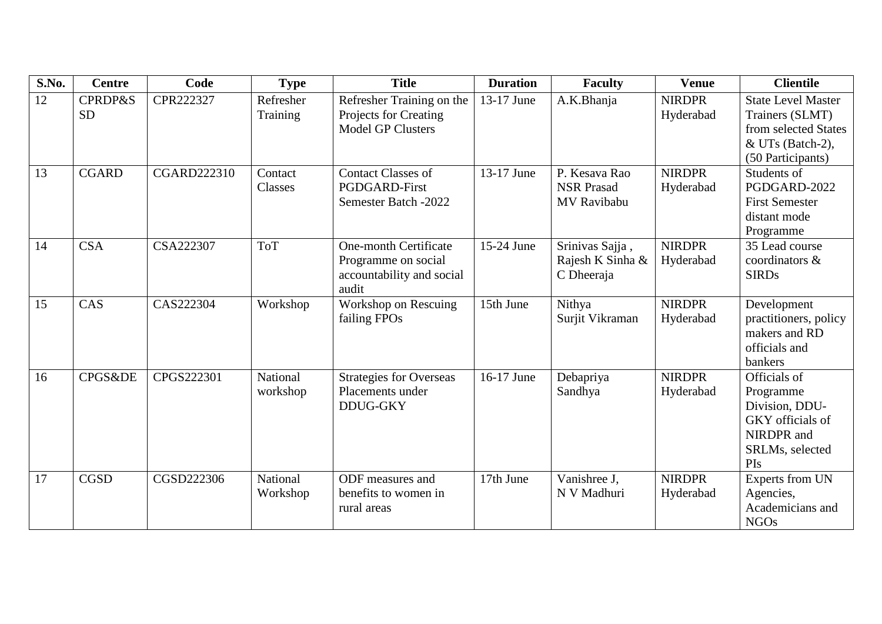| S.No. | Centre | Code | Type | Title | Duration | Faculty | Venue | Clientile |
|---|---|---|---|---|---|---|---|---|
| 12 | CPRDP&SSD | CPR222327 | Refresher Training | Refresher Training on the Projects for Creating Model GP Clusters | 13-17 June | A.K.Bhanja | NIRDPR Hyderabad | State Level Master Trainers (SLMT) from selected States & UTs (Batch-2), (50 Participants) |
| 13 | CGARD | CGARD222310 | Contact Classes | Contact Classes of PGDGARD-First Semester Batch -2022 | 13-17 June | P. Kesava Rao NSR Prasad MV Ravibabu | NIRDPR Hyderabad | Students of PGDGARD-2022 First Semester distant mode Programme |
| 14 | CSA | CSA222307 | ToT | One-month Certificate Programme on social accountability and social audit | 15-24 June | Srinivas Sajja , Rajesh K Sinha & C Dheeraja | NIRDPR Hyderabad | 35 Lead course coordinators & SIRDs |
| 15 | CAS | CAS222304 | Workshop | Workshop on Rescuing failing FPOs | 15th June | Nithya Surjit Vikraman | NIRDPR Hyderabad | Development practitioners, policy makers and RD officials and bankers |
| 16 | CPGS&DE | CPGS222301 | National workshop | Strategies for Overseas Placements under DDUG-GKY | 16-17 June | Debapriya Sandhya | NIRDPR Hyderabad | Officials of Programme Division, DDU-GKY officials of NIRDPR and SRLMs, selected PIs |
| 17 | CGSD | CGSD222306 | National Workshop | ODF measures and benefits to women in rural areas | 17th June | Vanishree J, N V Madhuri | NIRDPR Hyderabad | Experts from UN Agencies, Academicians and NGOs |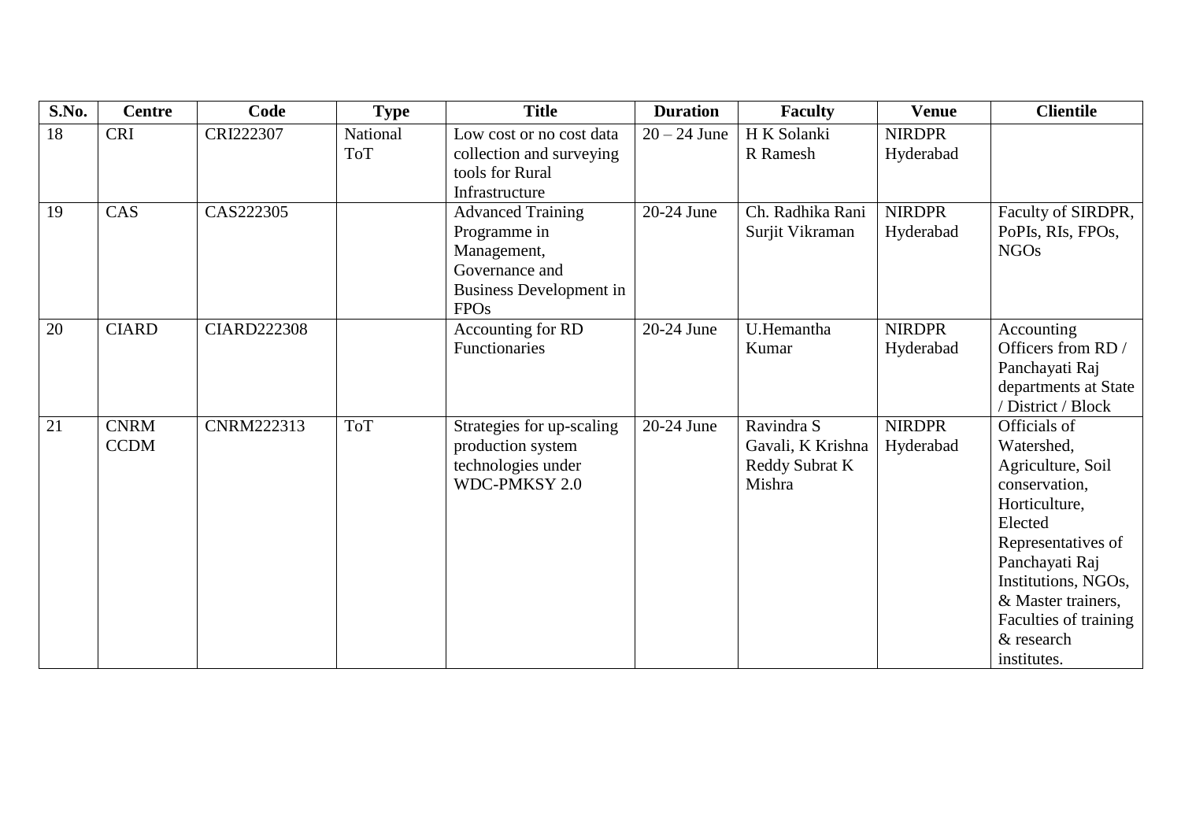| S.No. | Centre | Code | Type | Title | Duration | Faculty | Venue | Clientile |
|---|---|---|---|---|---|---|---|---|
| 18 | CRI | CRI222307 | National ToT | Low cost or no cost data collection and surveying tools for Rural Infrastructure | 20 – 24 June | H K Solanki R Ramesh | NIRDPR Hyderabad | |
| 19 | CAS | CAS222305 | | Advanced Training Programme in Management, Governance and Business Development in FPOs | 20-24 June | Ch. Radhika Rani Surjit Vikraman | NIRDPR Hyderabad | Faculty of SIRDPR, PoPIs, RIs, FPOs, NGOs |
| 20 | CIARD | CIARD222308 | | Accounting for RD Functionaries | 20-24 June | U.Hemantha Kumar | NIRDPR Hyderabad | Accounting Officers from RD / Panchayati Raj departments at State / District / Block |
| 21 | CNRM CCDM | CNRM222313 | ToT | Strategies for up-scaling production system technologies under WDC-PMKSY 2.0 | 20-24 June | Ravindra S Gavali, K Krishna Reddy Subrat K Mishra | NIRDPR Hyderabad | Officials of Watershed, Agriculture, Soil conservation, Horticulture, Elected Representatives of Panchayati Raj Institutions, NGOs, & Master trainers, Faculties of training & research institutes. |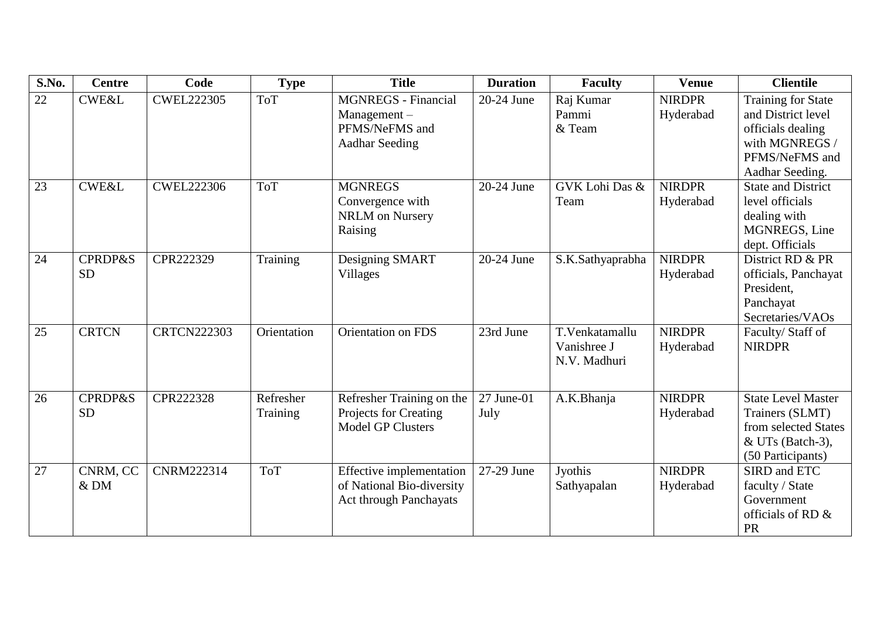| S.No. | Centre | Code | Type | Title | Duration | Faculty | Venue | Clientile |
|---|---|---|---|---|---|---|---|---|
| 22 | CWE&L | CWEL222305 | ToT | MGNREGS - Financial Management – PFMS/NeFMS and Aadhar Seeding | 20-24 June | Raj Kumar Pammi & Team | NIRDPR Hyderabad | Training for State and District level officials dealing with MGNREGS / PFMS/NeFMS and Aadhar Seeding. |
| 23 | CWE&L | CWEL222306 | ToT | MGNREGS Convergence with NRLM on Nursery Raising | 20-24 June | GVK Lohi Das & Team | NIRDPR Hyderabad | State and District level officials dealing with MGNREGS, Line dept. Officials |
| 24 | CPRDP&SSD | CPR222329 | Training | Designing SMART Villages | 20-24 June | S.K.Sathyaprabha | NIRDPR Hyderabad | District RD & PR officials, Panchayat President, Panchayat Secretaries/VAOs |
| 25 | CRTCN | CRTCN222303 | Orientation | Orientation on FDS | 23rd June | T.Venkatamallu Vanishree J N.V. Madhuri | NIRDPR Hyderabad | Faculty/ Staff of NIRDPR |
| 26 | CPRDP&SSD | CPR222328 | Refresher Training | Refresher Training on the Projects for Creating Model GP Clusters | 27 June-01 July | A.K.Bhanja | NIRDPR Hyderabad | State Level Master Trainers (SLMT) from selected States & UTs (Batch-3), (50 Participants) |
| 27 | CNRM, CC & DM | CNRM222314 | ToT | Effective implementation of National Bio-diversity Act through Panchayats | 27-29 June | Jyothis Sathyapalan | NIRDPR Hyderabad | SIRD and ETC faculty / State Government officials of RD & PR |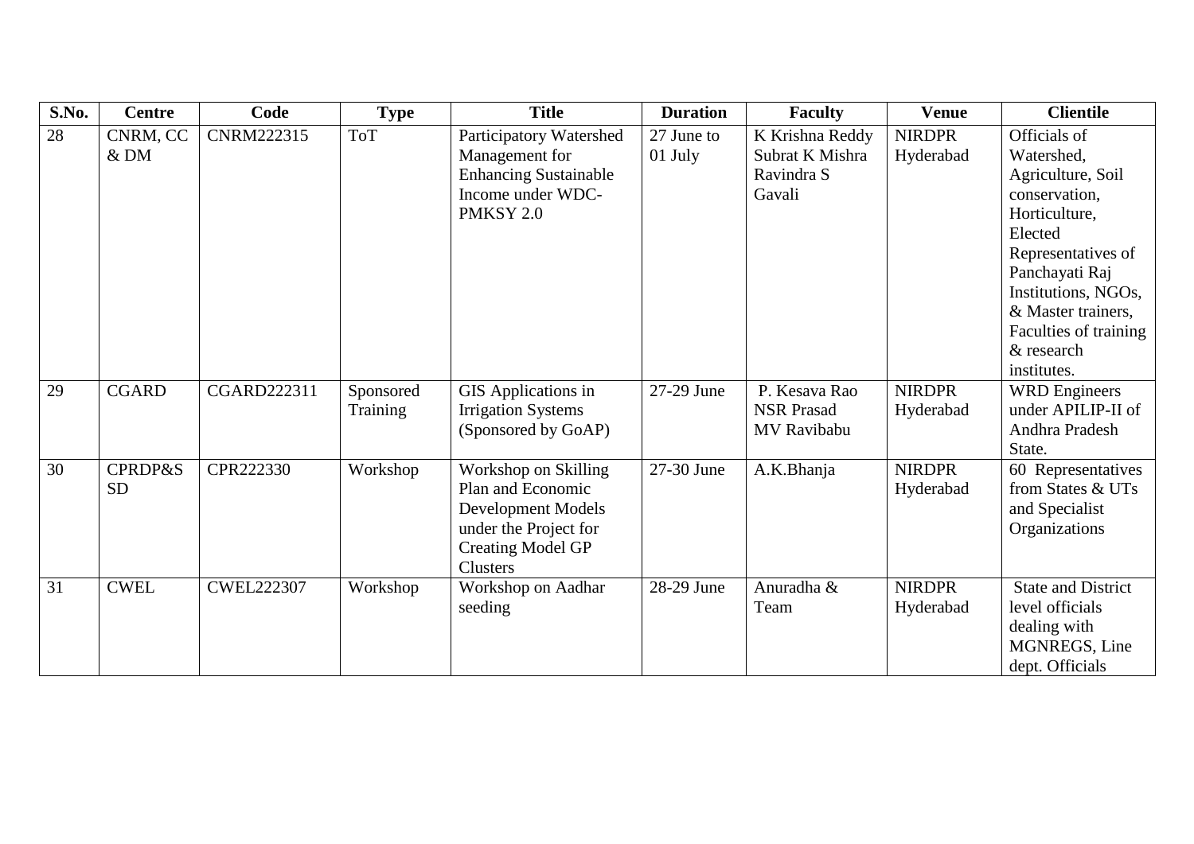| S.No. | Centre | Code | Type | Title | Duration | Faculty | Venue | Clientile |
|---|---|---|---|---|---|---|---|---|
| 28 | CNRM, CC & DM | CNRM222315 | ToT | Participatory Watershed Management for Enhancing Sustainable Income under WDC-PMKSY 2.0 | 27 June to 01 July | K Krishna Reddy Subrat K Mishra Ravindra S Gavali | NIRDPR Hyderabad | Officials of Watershed, Agriculture, Soil conservation, Horticulture, Elected Representatives of Panchayati Raj Institutions, NGOs, & Master trainers, Faculties of training & research institutes. |
| 29 | CGARD | CGARD222311 | Sponsored Training | GIS Applications in Irrigation Systems (Sponsored by GoAP) | 27-29 June | P. Kesava Rao NSR Prasad MV Ravibabu | NIRDPR Hyderabad | WRD Engineers under APILIP-II of Andhra Pradesh State. |
| 30 | CPRDP&SSD | CPR222330 | Workshop | Workshop on Skilling Plan and Economic Development Models under the Project for Creating Model GP Clusters | 27-30 June | A.K.Bhanja | NIRDPR Hyderabad | 60 Representatives from States & UTs and Specialist Organizations |
| 31 | CWEL | CWEL222307 | Workshop | Workshop on Aadhar seeding | 28-29 June | Anuradha & Team | NIRDPR Hyderabad | State and District level officials dealing with MGNREGS, Line dept. Officials |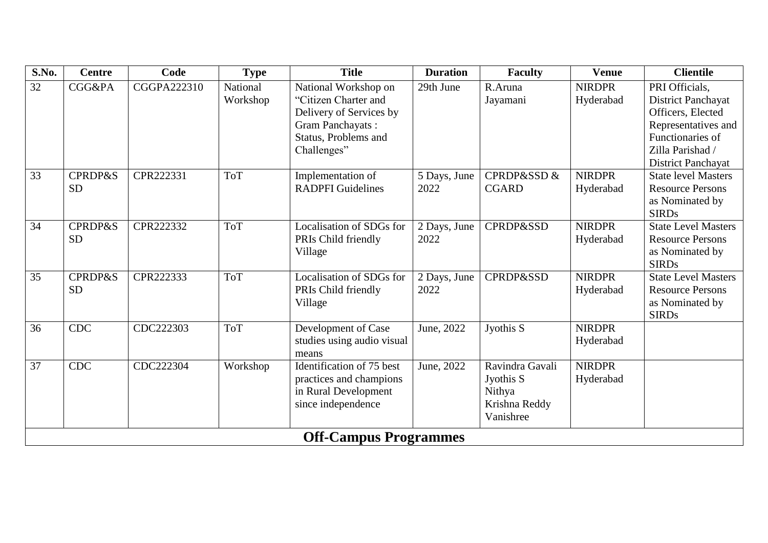| S.No. | Centre | Code | Type | Title | Duration | Faculty | Venue | Clientile |
|---|---|---|---|---|---|---|---|---|
| 32 | CGG&PA | CGGPA222310 | National Workshop | National Workshop on "Citizen Charter and Delivery of Services by Gram Panchayats : Status, Problems and Challenges" | 29th June | R.Aruna Jayamani | NIRDPR Hyderabad | PRI Officials, District Panchayat Officers, Elected Representatives and Functionaries of Zilla Parishad / District Panchayat |
| 33 | CPRDP&SSD | CPR222331 | ToT | Implementation of RADPFI Guidelines | 5 Days, June 2022 | CPRDP&SSD & CGARD | NIRDPR Hyderabad | State level Masters Resource Persons as Nominated by SIRDs |
| 34 | CPRDP&SSD | CPR222332 | ToT | Localisation of SDGs for PRIs Child friendly Village | 2 Days, June 2022 | CPRDP&SSD | NIRDPR Hyderabad | State Level Masters Resource Persons as Nominated by SIRDs |
| 35 | CPRDP&SSD | CPR222333 | ToT | Localisation of SDGs for PRIs Child friendly Village | 2 Days, June 2022 | CPRDP&SSD | NIRDPR Hyderabad | State Level Masters Resource Persons as Nominated by SIRDs |
| 36 | CDC | CDC222303 | ToT | Development of Case studies using audio visual means | June, 2022 | Jyothis S | NIRDPR Hyderabad | |
| 37 | CDC | CDC222304 | Workshop | Identification of 75 best practices and champions in Rural Development since independence | June, 2022 | Ravindra Gavali<br>Jyothis S<br>Nithya<br>Krishna Reddy<br>Vanishree | NIRDPR Hyderabad | |

## Off-Campus Programmes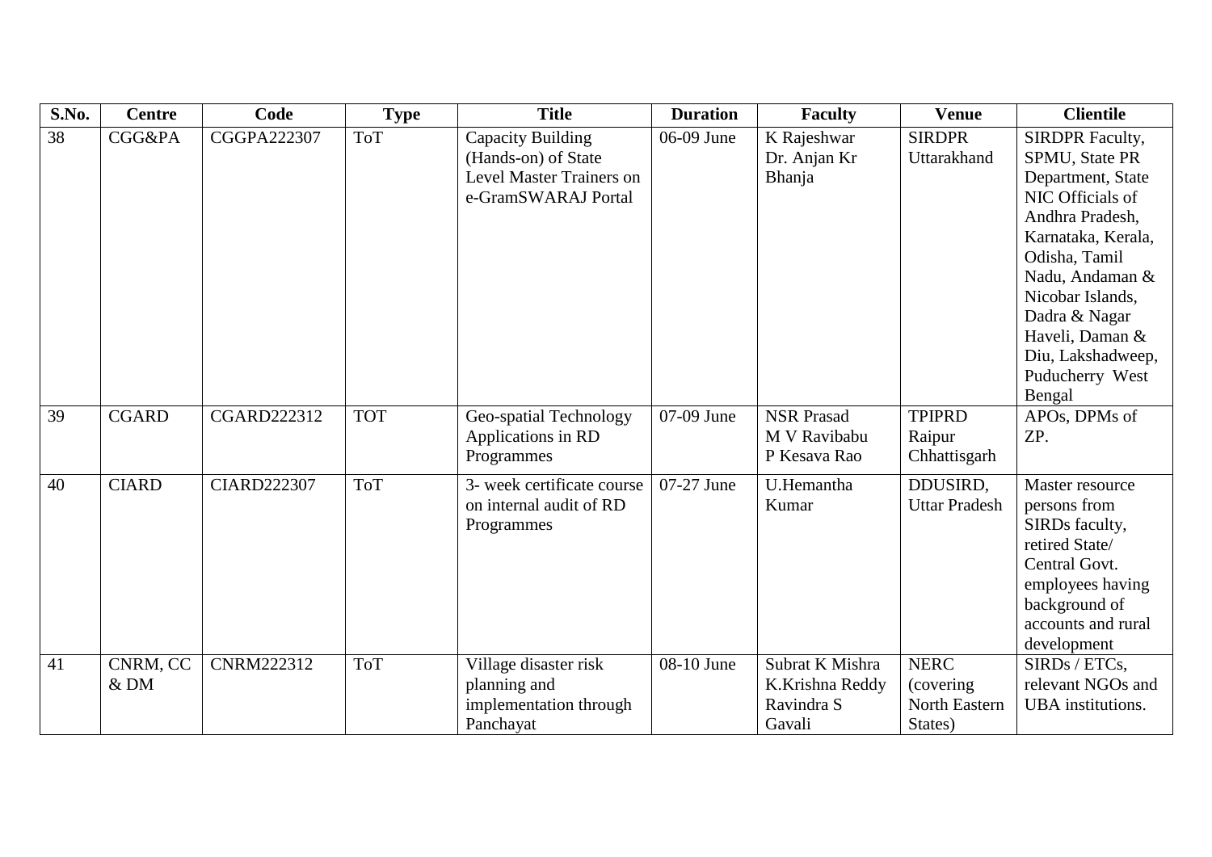| S.No. | Centre | Code | Type | Title | Duration | Faculty | Venue | Clientile |
|---|---|---|---|---|---|---|---|---|
| 38 | CGG&PA | CGGPA222307 | ToT | Capacity Building (Hands-on) of State Level Master Trainers on e-GramSWARAJ Portal | 06-09 June | K Rajeshwar Dr. Anjan Kr Bhanja | SIRDPR Uttarakhand | SIRDPR Faculty, SPMU, State PR Department, State NIC Officials of Andhra Pradesh, Karnataka, Kerala, Odisha, Tamil Nadu, Andaman & Nicobar Islands, Dadra & Nagar Haveli, Daman & Diu, Lakshadweep, Puducherry West Bengal |
| 39 | CGARD | CGARD222312 | TOT | Geo-spatial Technology Applications in RD Programmes | 07-09 June | NSR Prasad M V Ravibabu P Kesava Rao | TPIPRD Raipur Chhattisgarh | APOs, DPMs of ZP. |
| 40 | CIARD | CIARD222307 | ToT | 3- week certificate course on internal audit of RD Programmes | 07-27 June | U.Hemantha Kumar | DDUSIRD, Uttar Pradesh | Master resource persons from SIRDs faculty, retired State/ Central Govt. employees having background of accounts and rural development |
| 41 | CNRM, CC & DM | CNRM222312 | ToT | Village disaster risk planning and implementation through Panchayat | 08-10 June | Subrat K Mishra K.Krishna Reddy Ravindra S Gavali | NERC (covering North Eastern States) | SIRDs / ETCs, relevant NGOs and UBA institutions. |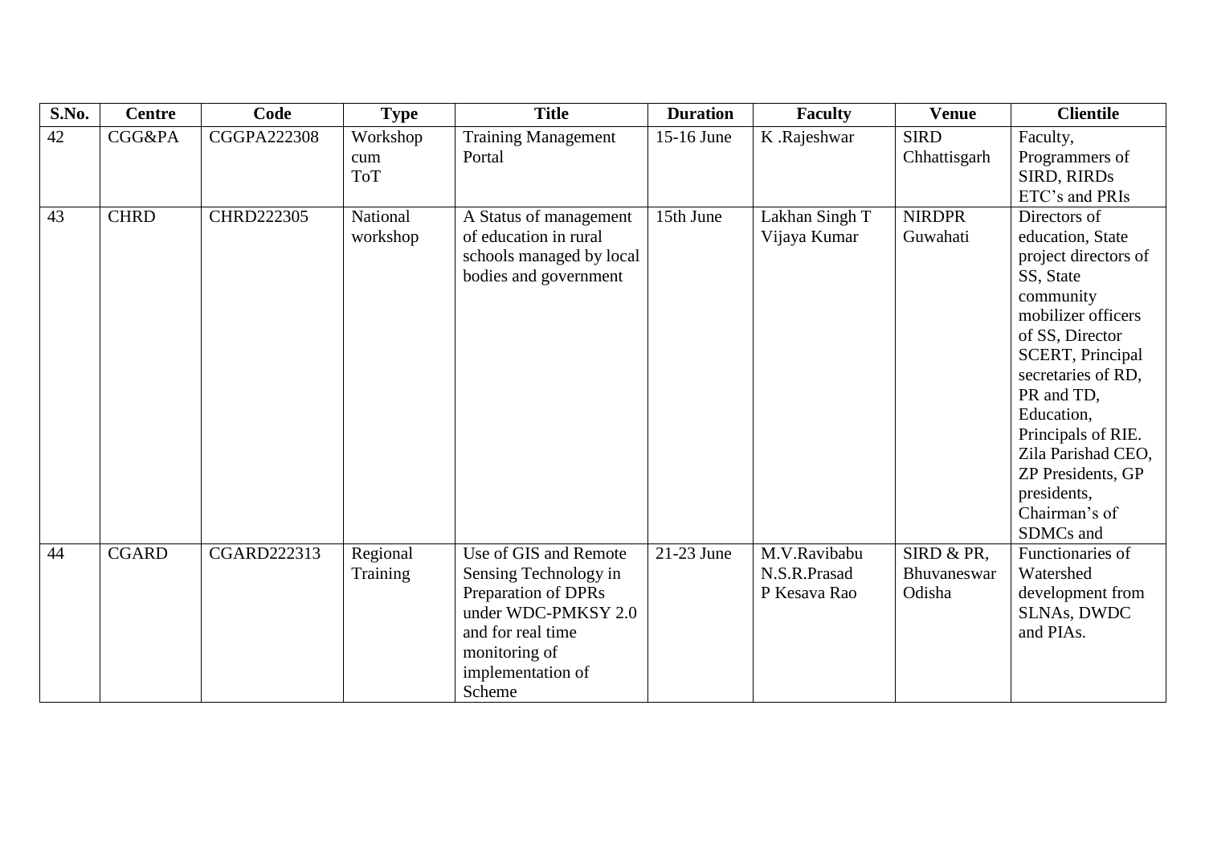| S.No. | Centre | Code | Type | Title | Duration | Faculty | Venue | Clientile |
|---|---|---|---|---|---|---|---|---|
| 42 | CGG&PA | CGGPA222308 | Workshop cum ToT | Training Management Portal | 15-16 June | K .Rajeshwar | SIRD Chhattisgarh | Faculty, Programmers of SIRD, RIRDs ETC's and PRIs |
| 43 | CHRD | CHRD222305 | National workshop | A Status of management of education in rural schools managed by local bodies and government | 15th June | Lakhan Singh T Vijaya Kumar | NIRDPR Guwahati | Directors of education, State project directors of SS, State community mobilizer officers of SS, Director SCERT, Principal secretaries of RD, PR and TD, Education, Principals of RIE. Zila Parishad CEO, ZP Presidents, GP presidents, Chairman's of SDMCs and |
| 44 | CGARD | CGARD222313 | Regional Training | Use of GIS and Remote Sensing Technology in Preparation of DPRs under WDC-PMKSY 2.0 and for real time monitoring of implementation of Scheme | 21-23 June | M.V.Ravibabu N.S.R.Prasad P Kesava Rao | SIRD & PR, Bhuvaneswar Odisha | Functionaries of Watershed development from SLNAs, DWDC and PIAs. |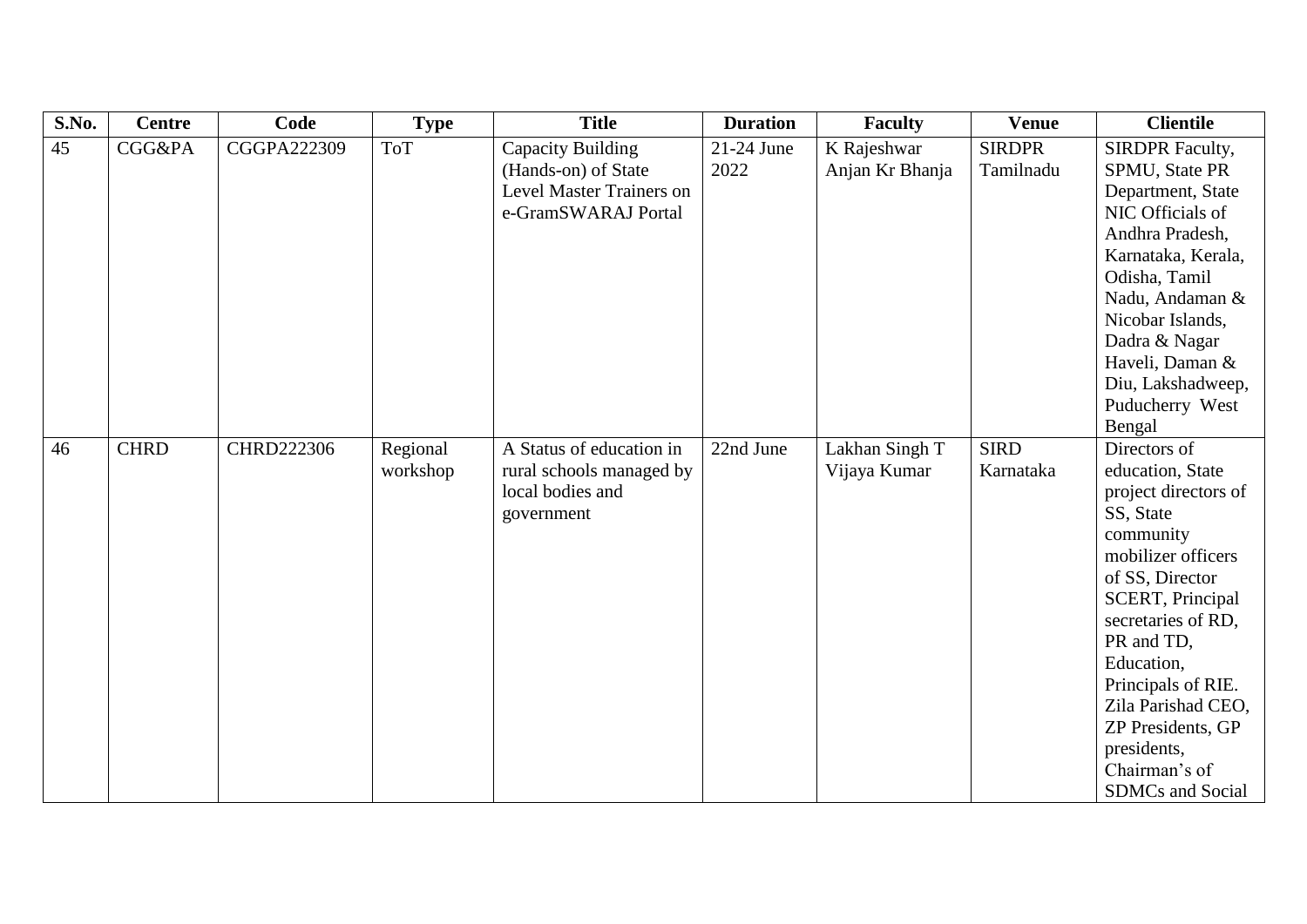| S.No. | Centre | Code | Type | Title | Duration | Faculty | Venue | Clientile |
|---|---|---|---|---|---|---|---|---|
| 45 | CGG&PA | CGGPA222309 | ToT | Capacity Building (Hands-on) of State Level Master Trainers on e-GramSWARAJ Portal | 21-24 June 2022 | K Rajeshwar Anjan Kr Bhanja | SIRDPR Tamilnadu | SIRDPR Faculty, SPMU, State PR Department, State NIC Officials of Andhra Pradesh, Karnataka, Kerala, Odisha, Tamil Nadu, Andaman & Nicobar Islands, Dadra & Nagar Haveli, Daman & Diu, Lakshadweep, Puducherry West Bengal |
| 46 | CHRD | CHRD222306 | Regional workshop | A Status of education in rural schools managed by local bodies and government | 22nd June | Lakhan Singh T Vijaya Kumar | SIRD Karnataka | Directors of education, State project directors of SS, State community mobilizer officers of SS, Director SCERT, Principal secretaries of RD, PR and TD, Education, Principals of RIE. Zila Parishad CEO, ZP Presidents, GP presidents, Chairman's of SDMCs and Social |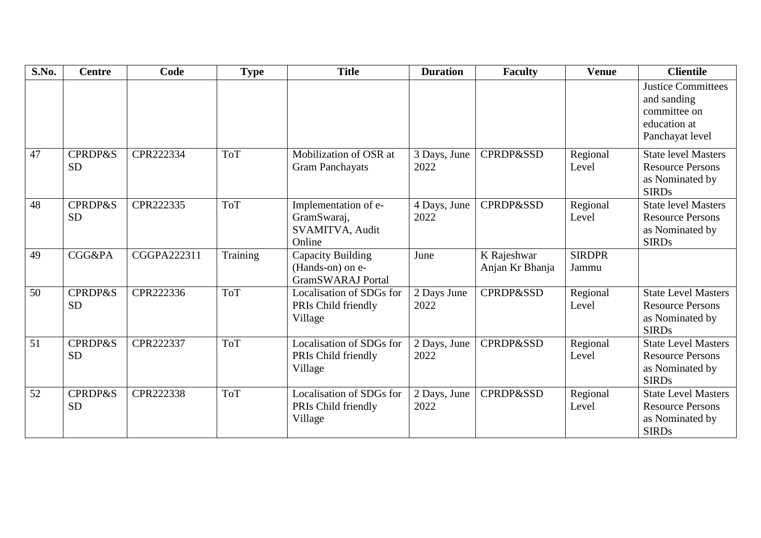| S.No. | Centre | Code | Type | Title | Duration | Faculty | Venue | Clientile |
|---|---|---|---|---|---|---|---|---|
| | | | | | | | | Justice Committees and sanding committee on education at Panchayat level |
| 47 | CPRDP&SSD | CPR222334 | ToT | Mobilization of OSR at Gram Panchayats | 3 Days, June 2022 | CPRDP&SSD | Regional Level | State level Masters Resource Persons as Nominated by SIRDs |
| 48 | CPRDP&SSD | CPR222335 | ToT | Implementation of e-GramSwaraj, SVAMITVA, Audit Online | 4 Days, June 2022 | CPRDP&SSD | Regional Level | State level Masters Resource Persons as Nominated by SIRDs |
| 49 | CGG&PA | CGGPA222311 | Training | Capacity Building (Hands-on) on e-GramSWARAJ Portal | June | K Rajeshwar Anjan Kr Bhanja | SIRDPR Jammu | |
| 50 | CPRDP&SSD | CPR222336 | ToT | Localisation of SDGs for PRIs Child friendly Village | 2 Days June 2022 | CPRDP&SSD | Regional Level | State Level Masters Resource Persons as Nominated by SIRDs |
| 51 | CPRDP&SSD | CPR222337 | ToT | Localisation of SDGs for PRIs Child friendly Village | 2 Days, June 2022 | CPRDP&SSD | Regional Level | State Level Masters Resource Persons as Nominated by SIRDs |
| 52 | CPRDP&SSD | CPR222338 | ToT | Localisation of SDGs for PRIs Child friendly Village | 2 Days, June 2022 | CPRDP&SSD | Regional Level | State Level Masters Resource Persons as Nominated by SIRDs |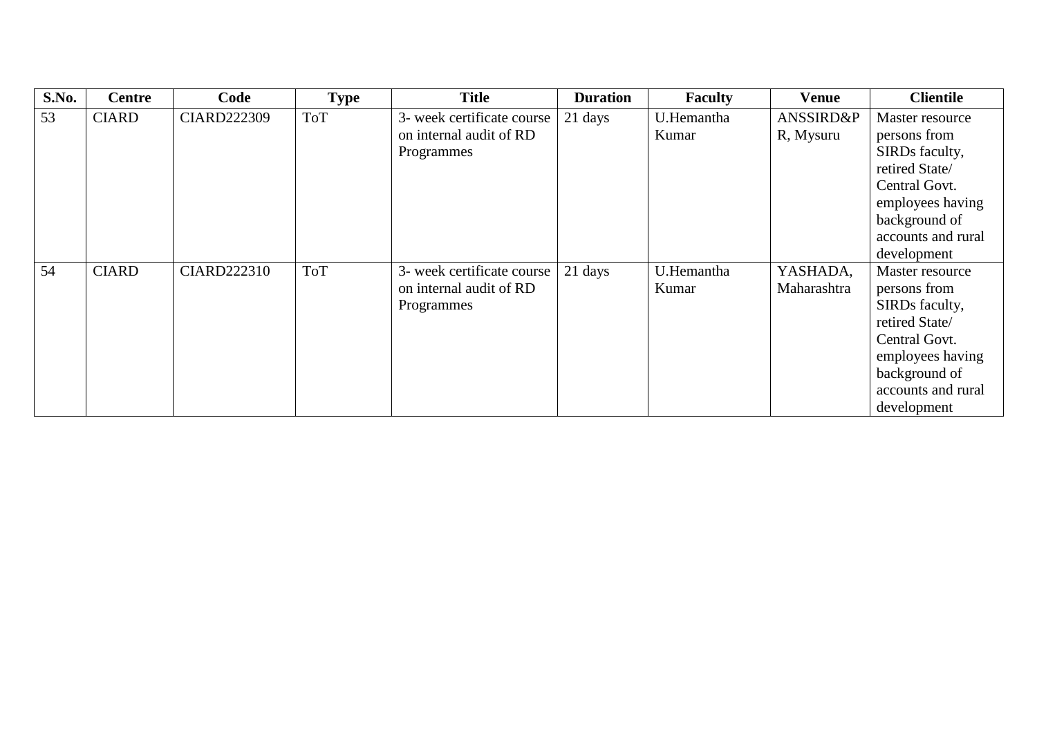| S.No. | Centre | Code | Type | Title | Duration | Faculty | Venue | Clientile |
|---|---|---|---|---|---|---|---|---|
| 53 | CIARD | CIARD222309 | ToT | 3- week certificate course on internal audit of RD Programmes | 21 days | U.Hemantha Kumar | ANSSIRD&PR, Mysuru | Master resource persons from SIRDs faculty, retired State/ Central Govt. employees having background of accounts and rural development |
| 54 | CIARD | CIARD222310 | ToT | 3- week certificate course on internal audit of RD Programmes | 21 days | U.Hemantha Kumar | YASHADA, Maharashtra | Master resource persons from SIRDs faculty, retired State/ Central Govt. employees having background of accounts and rural development |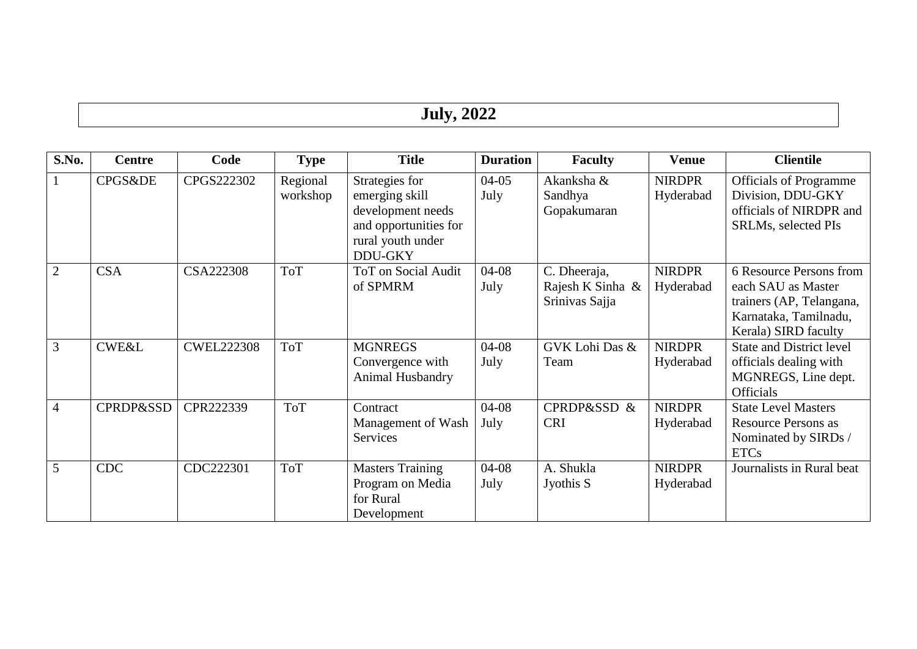# July, 2022

| S.No. | Centre | Code | Type | Title | Duration | Faculty | Venue | Clientile |
|---|---|---|---|---|---|---|---|---|
| 1 | CPGS&DE | CPGS222302 | Regional workshop | Strategies for emerging skill development needs and opportunities for rural youth under DDU-GKY | 04-05 July | Akanksha & Sandhya Gopakumaran | NIRDPR Hyderabad | Officials of Programme Division, DDU-GKY officials of NIRDPR and SRLMs, selected PIs |
| 2 | CSA | CSA222308 | ToT | ToT on Social Audit of SPMRM | 04-08 July | C. Dheeraja, Rajesh K Sinha & Srinivas Sajja | NIRDPR Hyderabad | 6 Resource Persons from each SAU as Master trainers (AP, Telangana, Karnataka, Tamilnadu, Kerala) SIRD faculty |
| 3 | CWE&L | CWEL222308 | ToT | MGNREGS Convergence with Animal Husbandry | 04-08 July | GVK Lohi Das & Team | NIRDPR Hyderabad | State and District level officials dealing with MGNREGS, Line dept. Officials |
| 4 | CPRDP&SSD | CPR222339 | ToT | Contract Management of Wash Services | 04-08 July | CPRDP&SSD & CRI | NIRDPR Hyderabad | State Level Masters Resource Persons as Nominated by SIRDs / ETCs |
| 5 | CDC | CDC222301 | ToT | Masters Training Program on Media for Rural Development | 04-08 July | A. Shukla Jyothis S | NIRDPR Hyderabad | Journalists in Rural beat |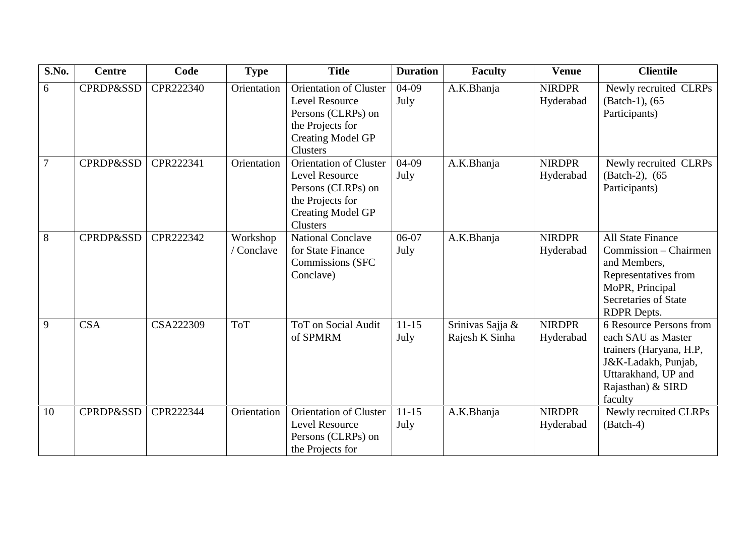| S.No. | Centre | Code | Type | Title | Duration | Faculty | Venue | Clientile |
|---|---|---|---|---|---|---|---|---|
| 6 | CPRDP&SSD | CPR222340 | Orientation | Orientation of Cluster Level Resource Persons (CLRPs) on the Projects for Creating Model GP Clusters | 04-09 July | A.K.Bhanja | NIRDPR Hyderabad | Newly recruited CLRPs (Batch-1), (65 Participants) |
| 7 | CPRDP&SSD | CPR222341 | Orientation | Orientation of Cluster Level Resource Persons (CLRPs) on the Projects for Creating Model GP Clusters | 04-09 July | A.K.Bhanja | NIRDPR Hyderabad | Newly recruited CLRPs (Batch-2), (65 Participants) |
| 8 | CPRDP&SSD | CPR222342 | Workshop / Conclave | National Conclave for State Finance Commissions (SFC Conclave) | 06-07 July | A.K.Bhanja | NIRDPR Hyderabad | All State Finance Commission – Chairmen and Members, Representatives from MoPR, Principal Secretaries of State RDPR Depts. |
| 9 | CSA | CSA222309 | ToT | ToT on Social Audit of SPMRM | 11-15 July | Srinivas Sajja & Rajesh K Sinha | NIRDPR Hyderabad | 6 Resource Persons from each SAU as Master trainers (Haryana, H.P, J&K-Ladakh, Punjab, Uttarakhand, UP and Rajasthan) & SIRD faculty |
| 10 | CPRDP&SSD | CPR222344 | Orientation | Orientation of Cluster Level Resource Persons (CLRPs) on the Projects for | 11-15 July | A.K.Bhanja | NIRDPR Hyderabad | Newly recruited CLRPs (Batch-4) |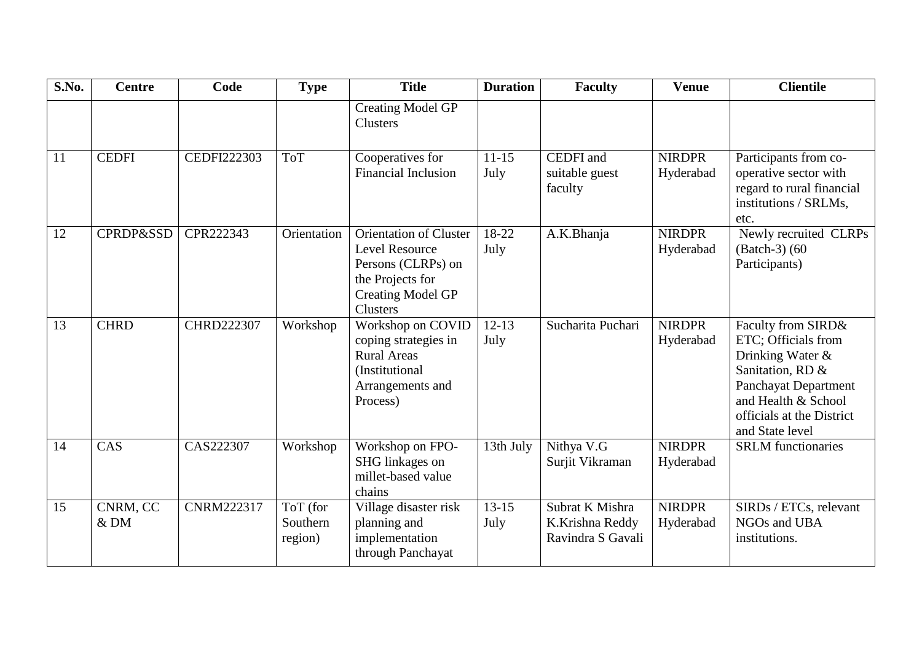| S.No. | Centre | Code | Type | Title | Duration | Faculty | Venue | Clientile |
|---|---|---|---|---|---|---|---|---|
| | | | | Creating Model GP Clusters | | | | |
| 11 | CEDFI | CEDFI222303 | ToT | Cooperatives for Financial Inclusion | 11-15 July | CEDFI and suitable guest faculty | NIRDPR Hyderabad | Participants from co-operative sector with regard to rural financial institutions / SRLMs, etc. |
| 12 | CPRDP&SSD | CPR222343 | Orientation | Orientation of Cluster Level Resource Persons (CLRPs) on the Projects for Creating Model GP Clusters | 18-22 July | A.K.Bhanja | NIRDPR Hyderabad | Newly recruited CLRPs (Batch-3) (60 Participants) |
| 13 | CHRD | CHRD222307 | Workshop | Workshop on COVID coping strategies in Rural Areas (Institutional Arrangements and Process) | 12-13 July | Sucharita Puchari | NIRDPR Hyderabad | Faculty from SIRD& ETC; Officials from Drinking Water & Sanitation, RD & Panchayat Department and Health & School officials at the District and State level |
| 14 | CAS | CAS222307 | Workshop | Workshop on FPO-SHG linkages on millet-based value chains | 13th July | Nithya V.G Surjit Vikraman | NIRDPR Hyderabad | SRLM functionaries |
| 15 | CNRM, CC & DM | CNRM222317 | ToT (for Southern region) | Village disaster risk planning and implementation through Panchayat | 13-15 July | Subrat K Mishra K.Krishna Reddy Ravindra S Gavali | NIRDPR Hyderabad | SIRDs / ETCs, relevant NGOs and UBA institutions. |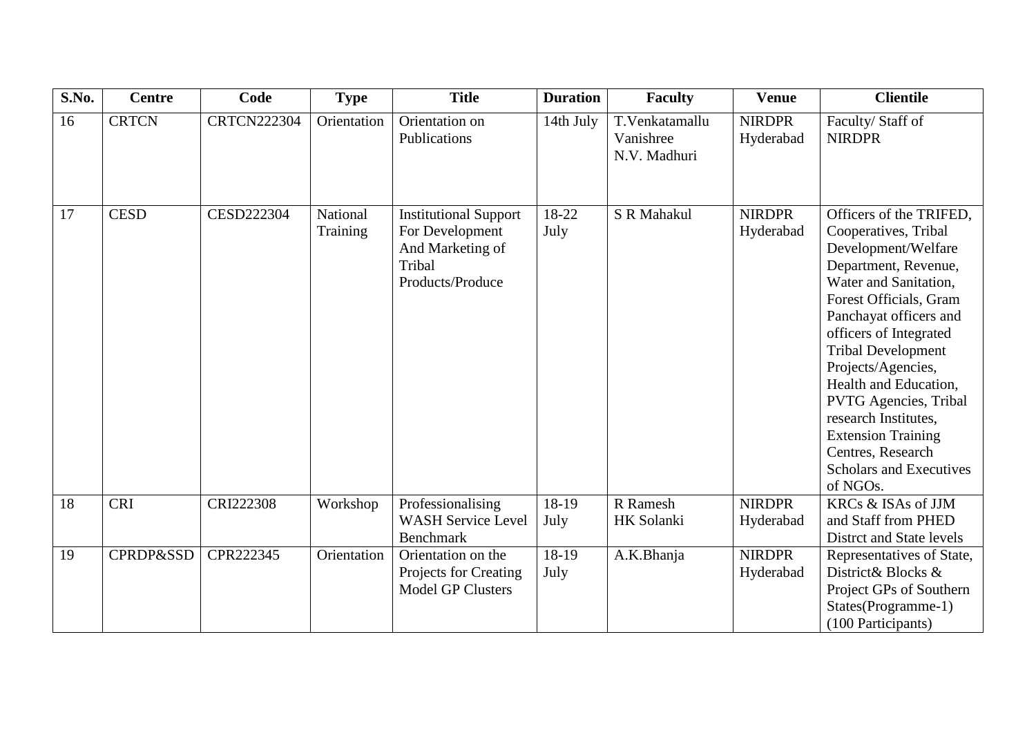| S.No. | Centre | Code | Type | Title | Duration | Faculty | Venue | Clientile |
|---|---|---|---|---|---|---|---|---|
| 16 | CRTCN | CRTCN222304 | Orientation | Orientation on Publications | 14th July | T.Venkatamallu Vanishree N.V. Madhuri | NIRDPR Hyderabad | Faculty/ Staff of NIRDPR |
| 17 | CESD | CESD222304 | National Training | Institutional Support For Development And Marketing of Tribal Products/Produce | 18-22 July | S R Mahakul | NIRDPR Hyderabad | Officers of the TRIFED, Cooperatives, Tribal Development/Welfare Department, Revenue, Water and Sanitation, Forest Officials, Gram Panchayat officers and officers of Integrated Tribal Development Projects/Agencies, Health and Education, PVTG Agencies, Tribal research Institutes, Extension Training Centres, Research Scholars and Executives of NGOs. |
| 18 | CRI | CRI222308 | Workshop | Professionalising WASH Service Level Benchmark | 18-19 July | R Ramesh HK Solanki | NIRDPR Hyderabad | KRCs & ISAs of JJM and Staff from PHED Distrct and State levels |
| 19 | CPRDP&SSD | CPR222345 | Orientation | Orientation on the Projects for Creating Model GP Clusters | 18-19 July | A.K.Bhanja | NIRDPR Hyderabad | Representatives of State, District& Blocks & Project GPs of Southern States(Programme-1) (100 Participants) |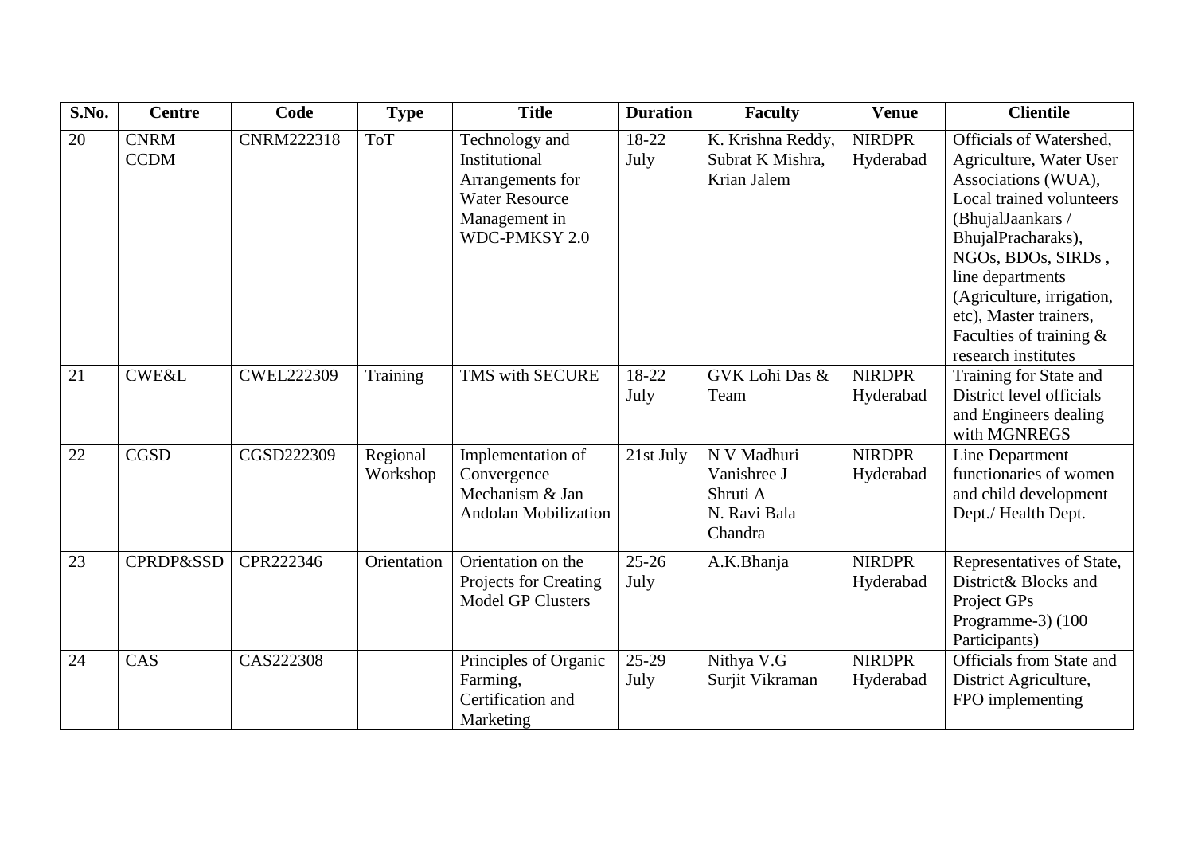| S.No. | Centre | Code | Type | Title | Duration | Faculty | Venue | Clientile |
|---|---|---|---|---|---|---|---|---|
| 20 | CNRM CCDM | CNRM222318 | ToT | Technology and Institutional Arrangements for Water Resource Management in WDC-PMKSY 2.0 | 18-22 July | K. Krishna Reddy, Subrat K Mishra, Krian Jalem | NIRDPR Hyderabad | Officials of Watershed, Agriculture, Water User Associations (WUA), Local trained volunteers (BhujalJaankars / BhujalPracharaks), NGOs, BDOs, SIRDs , line departments (Agriculture, irrigation, etc), Master trainers, Faculties of training & research institutes |
| 21 | CWE&L | CWEL222309 | Training | TMS with SECURE | 18-22 July | GVK Lohi Das & Team | NIRDPR Hyderabad | Training for State and District level officials and Engineers dealing with MGNREGS |
| 22 | CGSD | CGSD222309 | Regional Workshop | Implementation of Convergence Mechanism & Jan Andolan Mobilization | 21st July | N V Madhuri Vanishree J Shruti A N. Ravi Bala Chandra | NIRDPR Hyderabad | Line Department functionaries of women and child development Dept./ Health Dept. |
| 23 | CPRDP&SSD | CPR222346 | Orientation | Orientation on the Projects for Creating Model GP Clusters | 25-26 July | A.K.Bhanja | NIRDPR Hyderabad | Representatives of State, District& Blocks and Project GPs Programme-3) (100 Participants) |
| 24 | CAS | CAS222308 | | Principles of Organic Farming, Certification and Marketing | 25-29 July | Nithya V.G Surjit Vikraman | NIRDPR Hyderabad | Officials from State and District Agriculture, FPO implementing |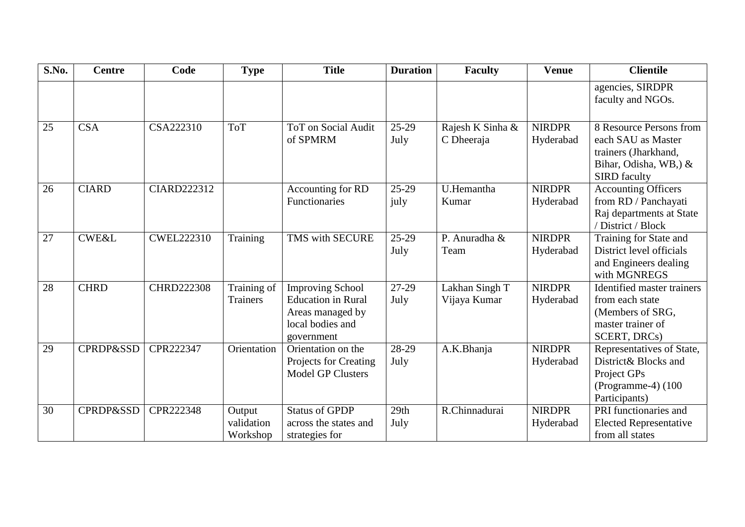| S.No. | Centre | Code | Type | Title | Duration | Faculty | Venue | Clientile |
|---|---|---|---|---|---|---|---|---|
| | | | | | | | | agencies, SIRDPR faculty and NGOs. |
| 25 | CSA | CSA222310 | ToT | ToT on Social Audit of SPMRM | 25-29 July | Rajesh K Sinha & C Dheeraja | NIRDPR Hyderabad | 8 Resource Persons from each SAU as Master trainers (Jharkhand, Bihar, Odisha, WB,) & SIRD faculty |
| 26 | CIARD | CIARD222312 | | Accounting for RD Functionaries | 25-29 july | U.Hemantha Kumar | NIRDPR Hyderabad | Accounting Officers from RD / Panchayati Raj departments at State / District / Block |
| 27 | CWE&L | CWEL222310 | Training | TMS with SECURE | 25-29 July | P. Anuradha & Team | NIRDPR Hyderabad | Training for State and District level officials and Engineers dealing with MGNREGS |
| 28 | CHRD | CHRD222308 | Training of Trainers | Improving School Education in Rural Areas managed by local bodies and government | 27-29 July | Lakhan Singh T Vijaya Kumar | NIRDPR Hyderabad | Identified master trainers from each state (Members of SRG, master trainer of SCERT, DRCs) |
| 29 | CPRDP&SSD | CPR222347 | Orientation | Orientation on the Projects for Creating Model GP Clusters | 28-29 July | A.K.Bhanja | NIRDPR Hyderabad | Representatives of State, District& Blocks and Project GPs (Programme-4) (100 Participants) |
| 30 | CPRDP&SSD | CPR222348 | Output validation Workshop | Status of GPDP across the states and strategies for | 29th July | R.Chinnadurai | NIRDPR Hyderabad | PRI functionaries and Elected Representative from all states |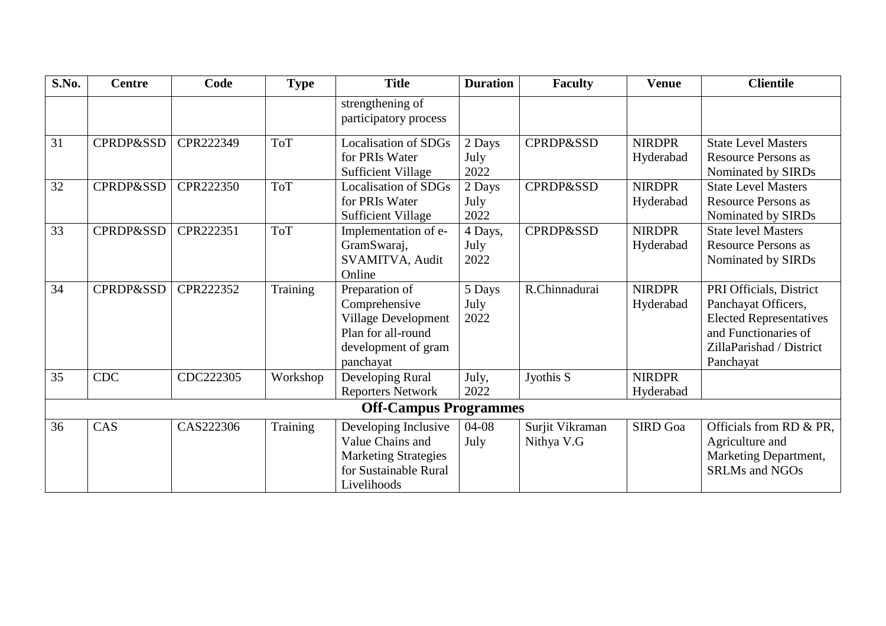| S.No. | Centre | Code | Type | Title | Duration | Faculty | Venue | Clientile |
|---|---|---|---|---|---|---|---|---|
| | | | | strengthening of participatory process | | | | |
| 31 | CPRDP&SSD | CPR222349 | ToT | Localisation of SDGs for PRIs Water Sufficient Village | 2 Days July 2022 | CPRDP&SSD | NIRDPR Hyderabad | State Level Masters Resource Persons as Nominated by SIRDs |
| 32 | CPRDP&SSD | CPR222350 | ToT | Localisation of SDGs for PRIs Water Sufficient Village | 2 Days July 2022 | CPRDP&SSD | NIRDPR Hyderabad | State Level Masters Resource Persons as Nominated by SIRDs |
| 33 | CPRDP&SSD | CPR222351 | ToT | Implementation of e-GramSwaraj, SVAMITVA, Audit Online | 4 Days, July 2022 | CPRDP&SSD | NIRDPR Hyderabad | State level Masters Resource Persons as Nominated by SIRDs |
| 34 | CPRDP&SSD | CPR222352 | Training | Preparation of Comprehensive Village Development Plan for all-round development of gram panchayat | 5 Days July 2022 | R.Chinnadurai | NIRDPR Hyderabad | PRI Officials, District Panchayat Officers, Elected Representatives and Functionaries of ZillaParishad / District Panchayat |
| 35 | CDC | CDC222305 | Workshop | Developing Rural Reporters Network | July, 2022 | Jyothis S | NIRDPR Hyderabad | |
| **Off-Campus Programmes** | | | | | | | | |
| 36 | CAS | CAS222306 | Training | Developing Inclusive Value Chains and Marketing Strategies for Sustainable Rural Livelihoods | 04-08 July | Surjit Vikraman Nithya V.G | SIRD Goa | Officials from RD & PR, Agriculture and Marketing Department, SRLMs and NGOs |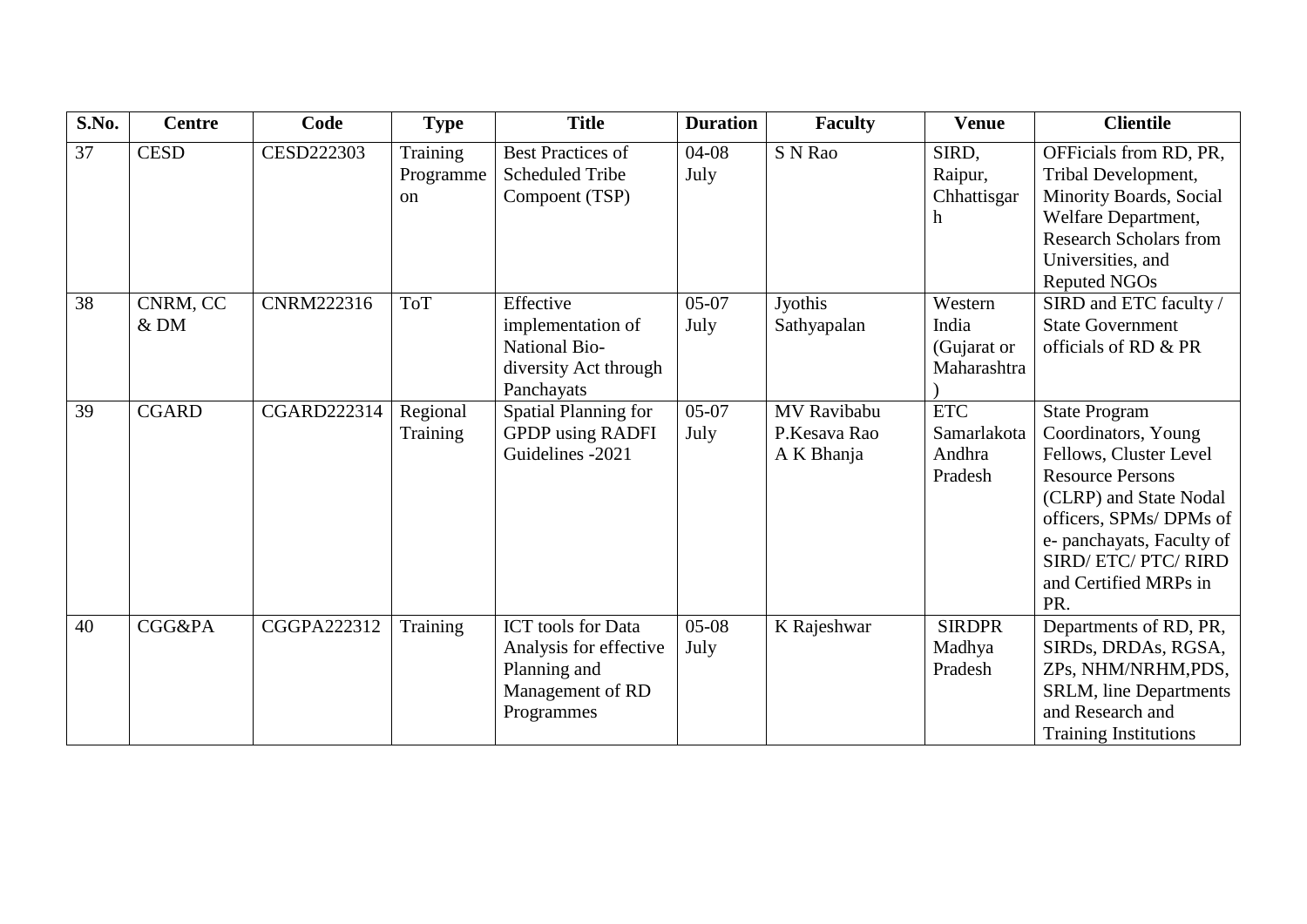| S.No. | Centre | Code | Type | Title | Duration | Faculty | Venue | Clientile |
|---|---|---|---|---|---|---|---|---|
| 37 | CESD | CESD222303 | Training Programme on | Best Practices of Scheduled Tribe Compoent (TSP) | 04-08 July | S N Rao | SIRD, Raipur, Chhattisgarh | OFFicials from RD, PR, Tribal Development, Minority Boards, Social Welfare Department, Research Scholars from Universities, and Reputed NGOs |
| 38 | CNRM, CC & DM | CNRM222316 | ToT | Effective implementation of National Bio-diversity Act through Panchayats | 05-07 July | Jyothis Sathyapalan | Western India (Gujarat or Maharashtra) | SIRD and ETC faculty / State Government officials of RD & PR |
| 39 | CGARD | CGARD222314 | Regional Training | Spatial Planning for GPDP using RADFI Guidelines -2021 | 05-07 July | MV Ravibabu P.Kesava Rao A K Bhanja | ETC Samarlakota Andhra Pradesh | State Program Coordinators, Young Fellows, Cluster Level Resource Persons (CLRP) and State Nodal officers, SPMs/ DPMs of e- panchayats, Faculty of SIRD/ ETC/ PTC/ RIRD and Certified MRPs in PR. |
| 40 | CGG&PA | CGGPA222312 | Training | ICT tools for Data Analysis for effective Planning and Management of RD Programmes | 05-08 July | K Rajeshwar | SIRDPR Madhya Pradesh | Departments of RD, PR, SIRDs, DRDAs, RGSA, ZPs, NHM/NRHM,PDS, SRLM, line Departments and Research and Training Institutions |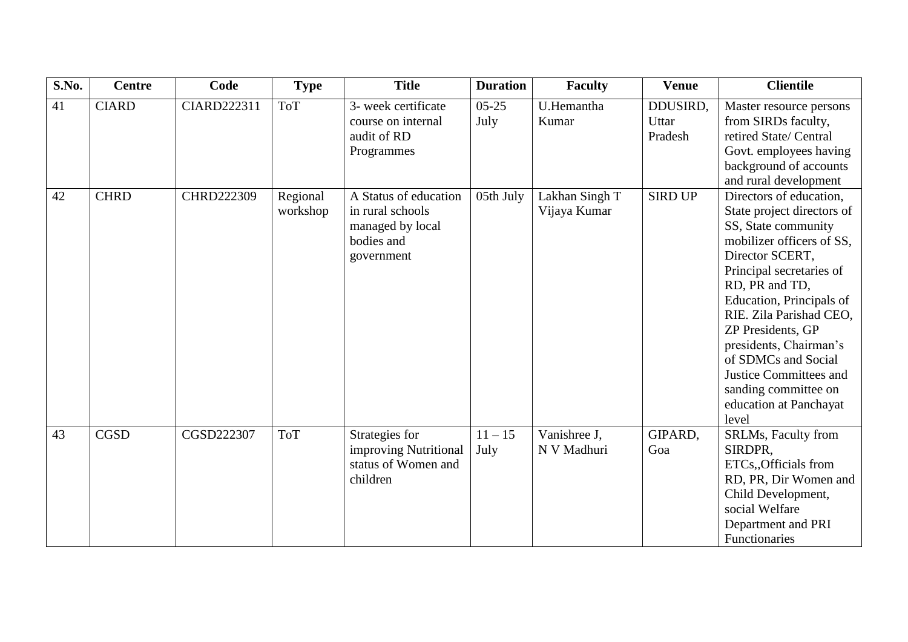| S.No. | Centre | Code | Type | Title | Duration | Faculty | Venue | Clientile |
|---|---|---|---|---|---|---|---|---|
| 41 | CIARD | CIARD222311 | ToT | 3- week certificate course on internal audit of RD Programmes | 05-25 July | U.Hemantha Kumar | DDUSIRD, Uttar Pradesh | Master resource persons from SIRDs faculty, retired State/ Central Govt. employees having background of accounts and rural development |
| 42 | CHRD | CHRD222309 | Regional workshop | A Status of education in rural schools managed by local bodies and government | 05th July | Lakhan Singh T Vijaya Kumar | SIRD UP | Directors of education, State project directors of SS, State community mobilizer officers of SS, Director SCERT, Principal secretaries of RD, PR and TD, Education, Principals of RIE. Zila Parishad CEO, ZP Presidents, GP presidents, Chairman's of SDMCs and Social Justice Committees and sanding committee on education at Panchayat level |
| 43 | CGSD | CGSD222307 | ToT | Strategies for improving Nutritional status of Women and children | 11 – 15 July | Vanishree J, N V Madhuri | GIPARD, Goa | SRLMs, Faculty from SIRDPR, ETCs,,Officials from RD, PR, Dir Women and Child Development, social Welfare Department and PRI Functionaries |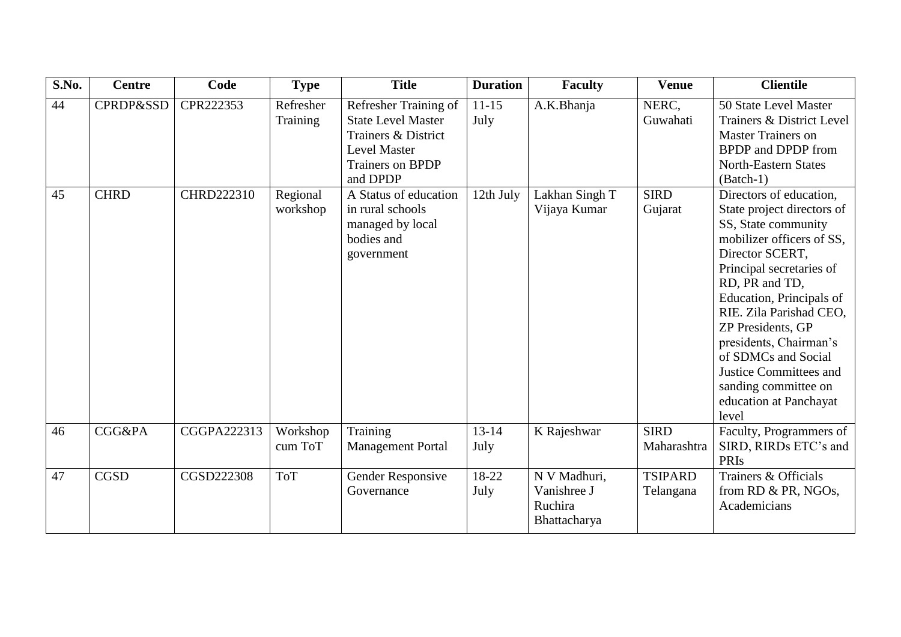| S.No. | Centre | Code | Type | Title | Duration | Faculty | Venue | Clientile |
|---|---|---|---|---|---|---|---|---|
| 44 | CPRDP&SSD | CPR222353 | Refresher Training | Refresher Training of State Level Master Trainers & District Level Master Trainers on BPDP and DPDP | 11-15 July | A.K.Bhanja | NERC, Guwahati | 50 State Level Master Trainers & District Level Master Trainers on BPDP and DPDP from North-Eastern States (Batch-1) |
| 45 | CHRD | CHRD222310 | Regional workshop | A Status of education in rural schools managed by local bodies and government | 12th July | Lakhan Singh T Vijaya Kumar | SIRD Gujarat | Directors of education, State project directors of SS, State community mobilizer officers of SS, Director SCERT, Principal secretaries of RD, PR and TD, Education, Principals of RIE. Zila Parishad CEO, ZP Presidents, GP presidents, Chairman's of SDMCs and Social Justice Committees and sanding committee on education at Panchayat level |
| 46 | CGG&PA | CGGPA222313 | Workshop cum ToT | Training Management Portal | 13-14 July | K Rajeshwar | SIRD Maharashtra | Faculty, Programmers of SIRD, RIRDs ETC's and PRIs |
| 47 | CGSD | CGSD222308 | ToT | Gender Responsive Governance | 18-22 July | N V Madhuri, Vanishree J Ruchira Bhattacharya | TSIPARD Telangana | Trainers & Officials from RD & PR, NGOs, Academicians |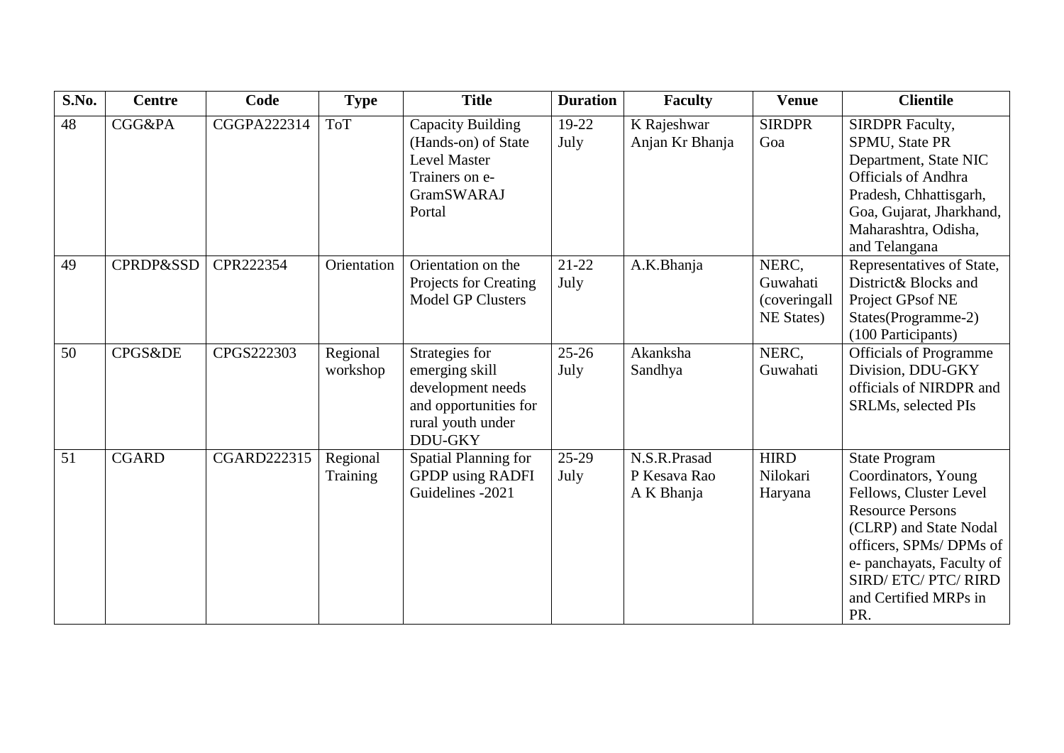| S.No. | Centre | Code | Type | Title | Duration | Faculty | Venue | Clientile |
|---|---|---|---|---|---|---|---|---|
| 48 | CGG&PA | CGGPA222314 | ToT | Capacity Building (Hands-on) of State Level Master Trainers on e-GramSWARAJ Portal | 19-22 July | K Rajeshwar<br>Anjan Kr Bhanja | SIRDPR Goa | SIRDPR Faculty, SPMU, State PR Department, State NIC Officials of Andhra Pradesh, Chhattisgarh, Goa, Gujarat, Jharkhand, Maharashtra, Odisha, and Telangana |
| 49 | CPRDP&SSD | CPR222354 | Orientation | Orientation on the Projects for Creating Model GP Clusters | 21-22 July | A.K.Bhanja | NERC, Guwahati (coveringall NE States) | Representatives of State, District& Blocks and Project GPsof NE States(Programme-2) (100 Participants) |
| 50 | CPGS&DE | CPGS222303 | Regional workshop | Strategies for emerging skill development needs and opportunities for rural youth under DDU-GKY | 25-26 July | Akanksha<br>Sandhya | NERC, Guwahati | Officials of Programme Division, DDU-GKY officials of NIRDPR and SRLMs, selected PIs |
| 51 | CGARD | CGARD222315 | Regional Training | Spatial Planning for GPDP using RADFI Guidelines -2021 | 25-29 July | N.S.R.Prasad<br>P Kesava Rao<br>A K Bhanja | HIRD Nilokari Haryana | State Program Coordinators, Young Fellows, Cluster Level Resource Persons (CLRP) and State Nodal officers, SPMs/ DPMs of e- panchayats, Faculty of SIRD/ ETC/ PTC/ RIRD and Certified MRPs in PR. |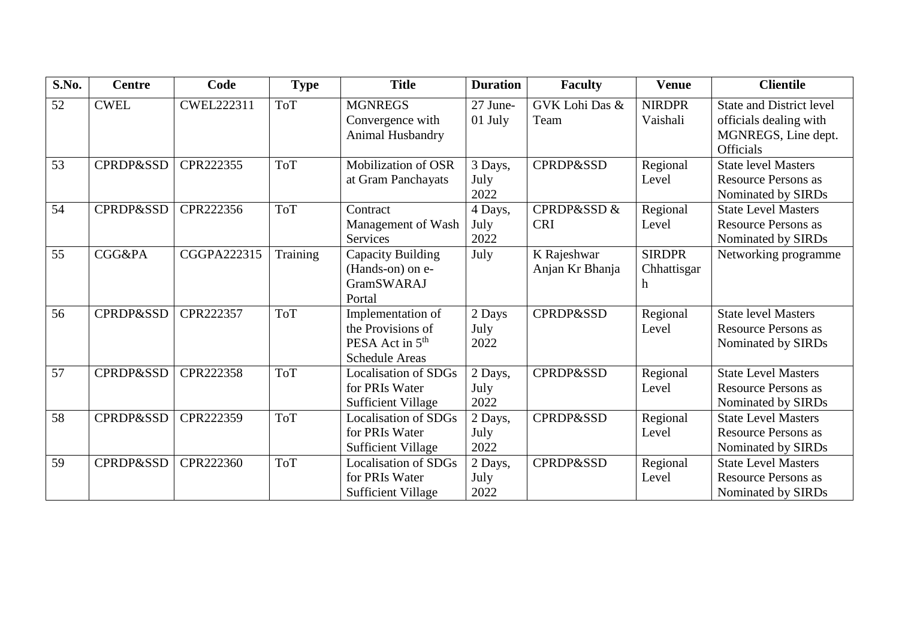| S.No. | Centre | Code | Type | Title | Duration | Faculty | Venue | Clientile |
|---|---|---|---|---|---|---|---|---|
| 52 | CWEL | CWEL222311 | ToT | MGNREGS Convergence with Animal Husbandry | 27 June-01 July | GVK Lohi Das & Team | NIRDPR Vaishali | State and District level officials dealing with MGNREGS, Line dept. Officials |
| 53 | CPRDP&SSD | CPR222355 | ToT | Mobilization of OSR at Gram Panchayats | 3 Days, July 2022 | CPRDP&SSD | Regional Level | State level Masters Resource Persons as Nominated by SIRDs |
| 54 | CPRDP&SSD | CPR222356 | ToT | Contract Management of Wash Services | 4 Days, July 2022 | CPRDP&SSD & CRI | Regional Level | State Level Masters Resource Persons as Nominated by SIRDs |
| 55 | CGG&PA | CGGPA222315 | Training | Capacity Building (Hands-on) on e-GramSWARAJ Portal | July | K Rajeshwar Anjan Kr Bhanja | SIRDPR Chhattisgarh | Networking programme |
| 56 | CPRDP&SSD | CPR222357 | ToT | Implementation of the Provisions of PESA Act in 5th Schedule Areas | 2 Days July 2022 | CPRDP&SSD | Regional Level | State level Masters Resource Persons as Nominated by SIRDs |
| 57 | CPRDP&SSD | CPR222358 | ToT | Localisation of SDGs for PRIs Water Sufficient Village | 2 Days, July 2022 | CPRDP&SSD | Regional Level | State Level Masters Resource Persons as Nominated by SIRDs |
| 58 | CPRDP&SSD | CPR222359 | ToT | Localisation of SDGs for PRIs Water Sufficient Village | 2 Days, July 2022 | CPRDP&SSD | Regional Level | State Level Masters Resource Persons as Nominated by SIRDs |
| 59 | CPRDP&SSD | CPR222360 | ToT | Localisation of SDGs for PRIs Water Sufficient Village | 2 Days, July 2022 | CPRDP&SSD | Regional Level | State Level Masters Resource Persons as Nominated by SIRDs |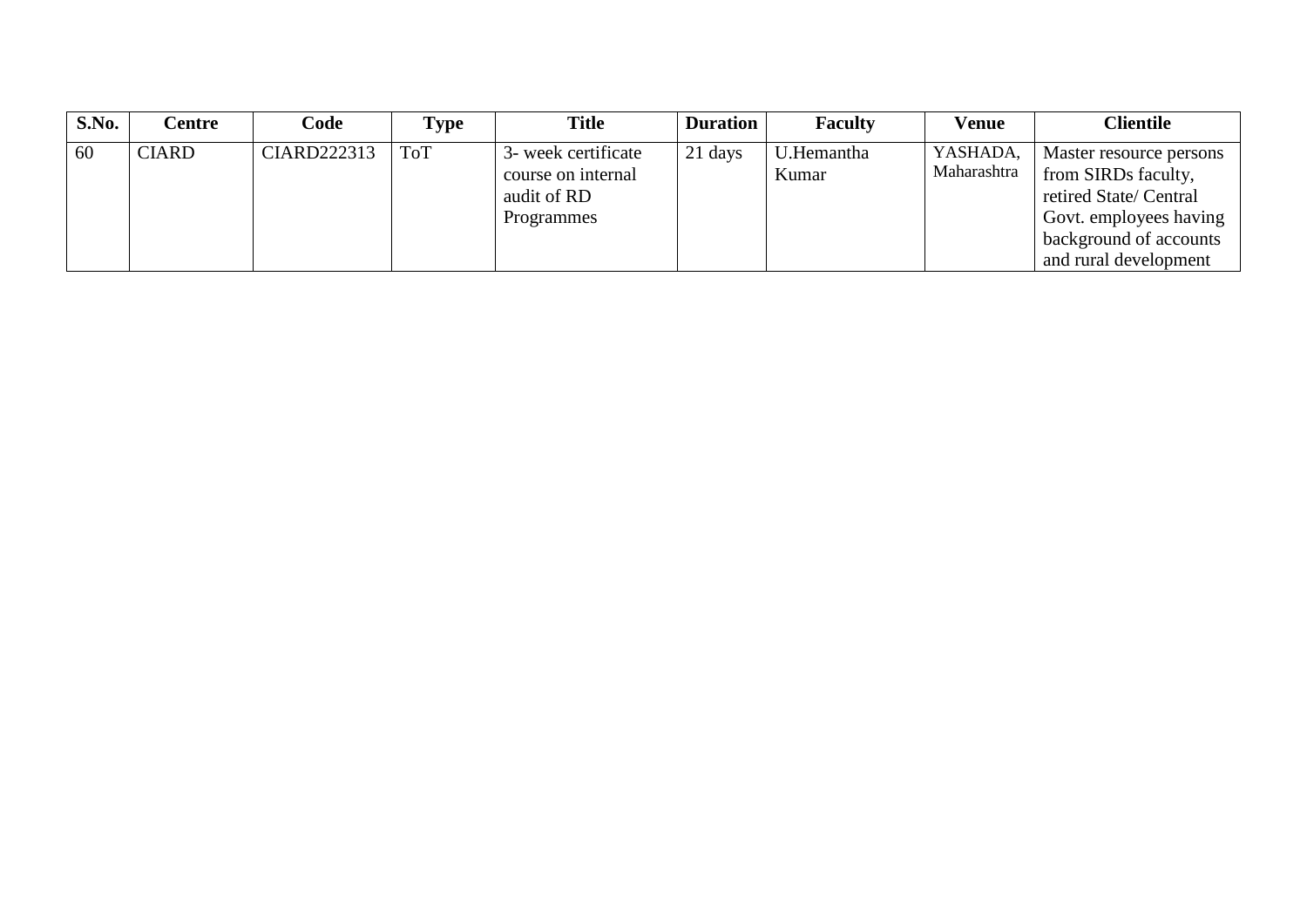| S.No. | Centre | Code | Type | Title | Duration | Faculty | Venue | Clientile |
|---|---|---|---|---|---|---|---|---|
| 60 | CIARD | CIARD222313 | ToT | 3- week certificate course on internal audit of RD Programmes | 21 days | U.Hemantha Kumar | YASHADA, Maharashtra | Master resource persons from SIRDs faculty, retired State/ Central Govt. employees having background of accounts and rural development |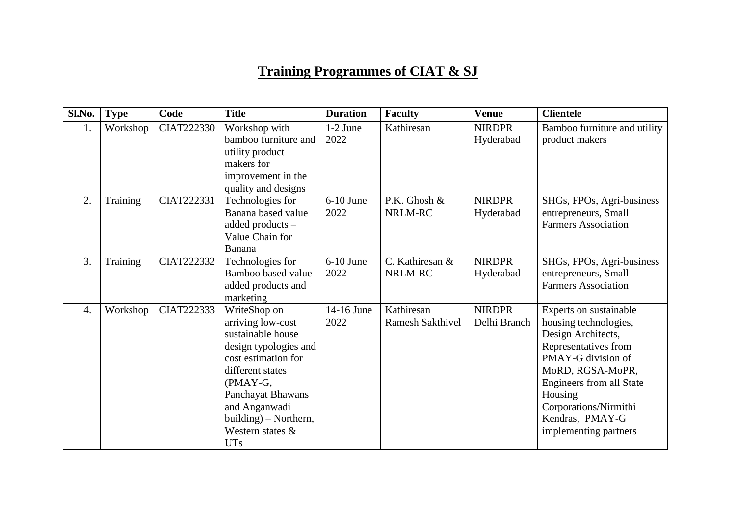# Training Programmes of CIAT & SJ

| Sl.No. | Type | Code | Title | Duration | Faculty | Venue | Clientele |
|---|---|---|---|---|---|---|---|
| 1. | Workshop | CIAT222330 | Workshop with bamboo furniture and utility product makers for improvement in the quality and designs | 1-2 June 2022 | Kathiresan | NIRDPR Hyderabad | Bamboo furniture and utility product makers |
| 2. | Training | CIAT222331 | Technologies for Banana based value added products – Value Chain for Banana | 6-10 June 2022 | P.K. Ghosh & NRLM-RC | NIRDPR Hyderabad | SHGs, FPOs, Agri-business entrepreneurs, Small Farmers Association |
| 3. | Training | CIAT222332 | Technologies for Bamboo based value added products and marketing | 6-10 June 2022 | C. Kathiresan & NRLM-RC | NIRDPR Hyderabad | SHGs, FPOs, Agri-business entrepreneurs, Small Farmers Association |
| 4. | Workshop | CIAT222333 | WriteShop on arriving low-cost sustainable house design typologies and cost estimation for different states (PMAY-G, Panchayat Bhawans and Anganwadi building) – Northern, Western states & UTs | 14-16 June 2022 | Kathiresan Ramesh Sakthivel | NIRDPR Delhi Branch | Experts on sustainable housing technologies, Design Architects, Representatives from PMAY-G division of MoRD, RGSA-MoPR, Engineers from all State Housing Corporations/Nirmithi Kendras, PMAY-G implementing partners |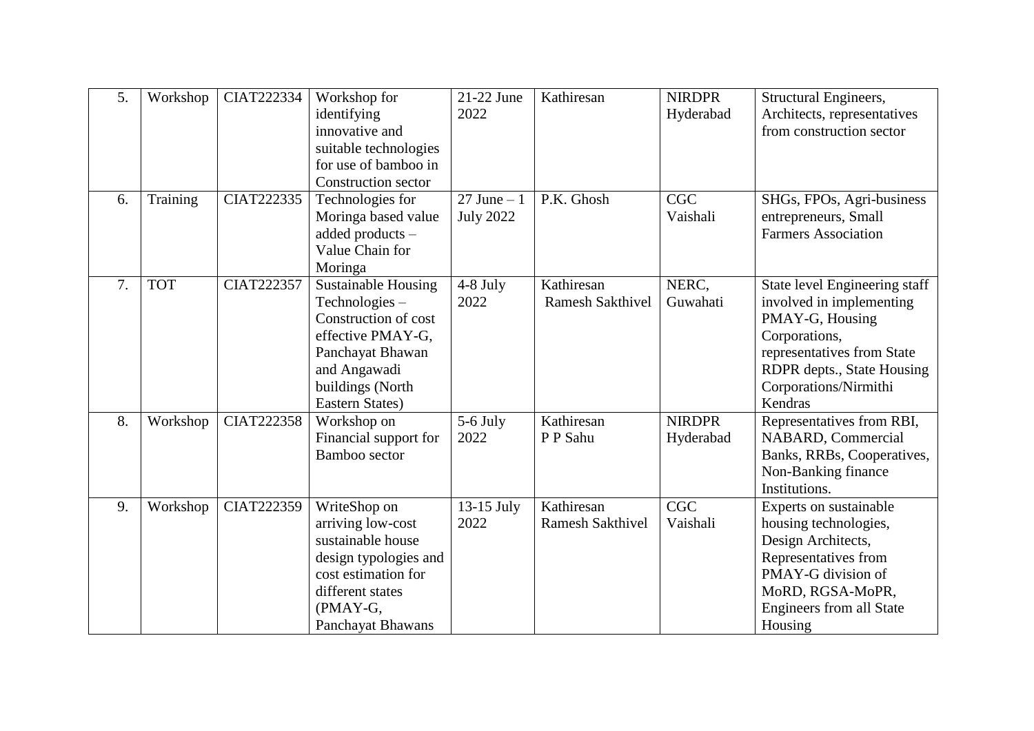| | | | | | | | |
|---|---|---|---|---|---|---|---|
| 5. | Workshop | CIAT222334 | Workshop for identifying innovative and suitable technologies for use of bamboo in Construction sector | 21-22 June 2022 | Kathiresan | NIRDPR Hyderabad | Structural Engineers, Architects, representatives from construction sector |
| 6. | Training | CIAT222335 | Technologies for Moringa based value added products – Value Chain for Moringa | 27 June – 1 July 2022 | P.K. Ghosh | CGC Vaishali | SHGs, FPOs, Agri-business entrepreneurs, Small Farmers Association |
| 7. | TOT | CIAT222357 | Sustainable Housing Technologies – Construction of cost effective PMAY-G, Panchayat Bhawan and Angawadi buildings (North Eastern States) | 4-8 July 2022 | Kathiresan Ramesh Sakthivel | NERC, Guwahati | State level Engineering staff involved in implementing PMAY-G, Housing Corporations, representatives from State RDPR depts., State Housing Corporations/Nirmithi Kendras |
| 8. | Workshop | CIAT222358 | Workshop on Financial support for Bamboo sector | 5-6 July 2022 | Kathiresan P P Sahu | NIRDPR Hyderabad | Representatives from RBI, NABARD, Commercial Banks, RRBs, Cooperatives, Non-Banking finance Institutions. |
| 9. | Workshop | CIAT222359 | WriteShop on arriving low-cost sustainable house design typologies and cost estimation for different states (PMAY-G, Panchayat Bhawans | 13-15 July 2022 | Kathiresan Ramesh Sakthivel | CGC Vaishali | Experts on sustainable housing technologies, Design Architects, Representatives from PMAY-G division of MoRD, RGSA-MoPR, Engineers from all State Housing |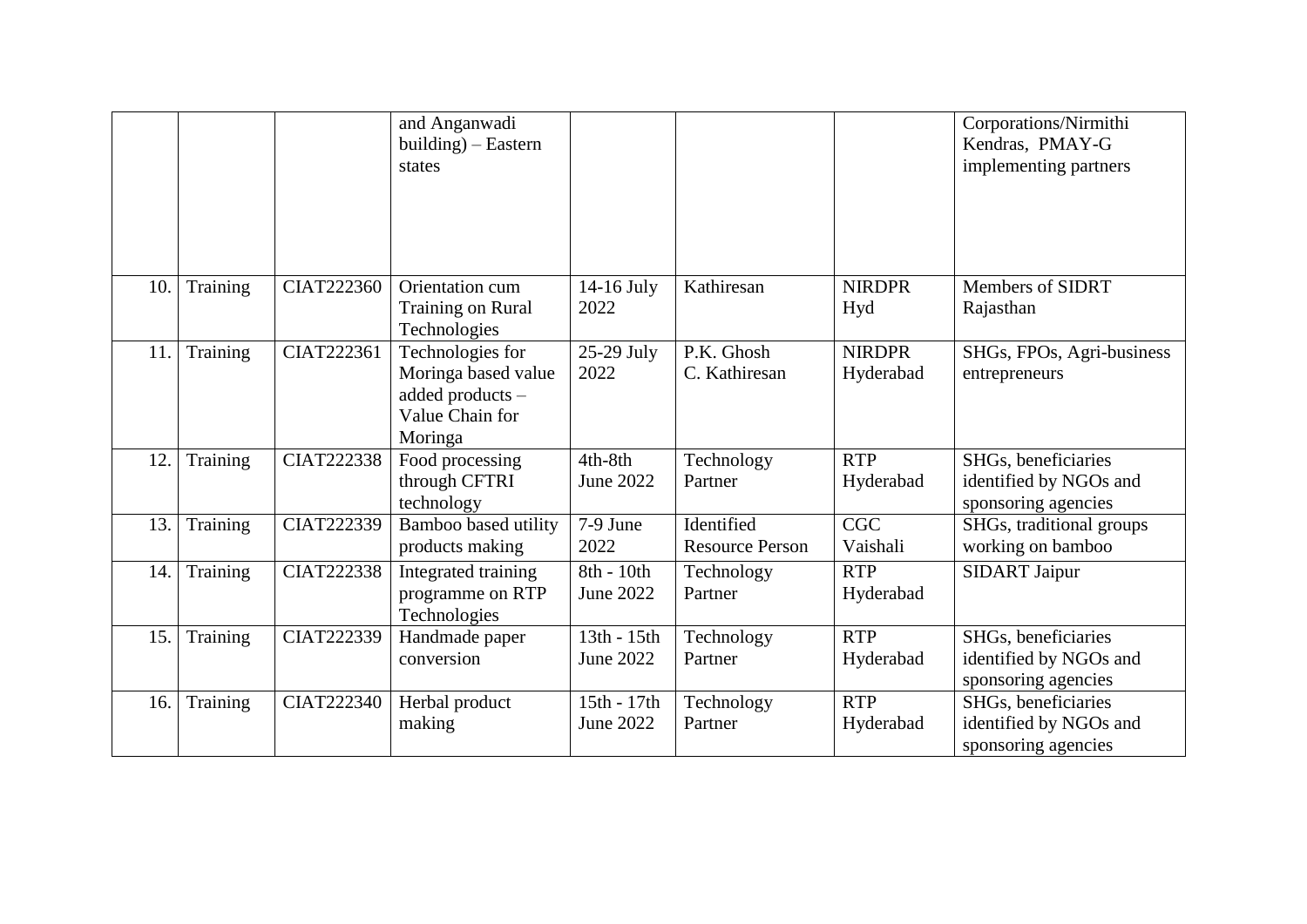| | | | | | | | |
|---|---|---|---|---|---|---|---|
| | | | and Anganwadi building) – Eastern states | | | | Corporations/Nirmithi Kendras, PMAY-G implementing partners |
| 10. | Training | CIAT222360 | Orientation cum Training on Rural Technologies | 14-16 July 2022 | Kathiresan | NIRDPR Hyd | Members of SIDRT Rajasthan |
| 11. | Training | CIAT222361 | Technologies for Moringa based value added products – Value Chain for Moringa | 25-29 July 2022 | P.K. Ghosh C. Kathiresan | NIRDPR Hyderabad | SHGs, FPOs, Agri-business entrepreneurs |
| 12. | Training | CIAT222338 | Food processing through CFTRI technology | 4th-8th June 2022 | Technology Partner | RTP Hyderabad | SHGs, beneficiaries identified by NGOs and sponsoring agencies |
| 13. | Training | CIAT222339 | Bamboo based utility products making | 7-9 June 2022 | Identified Resource Person | CGC Vaishali | SHGs, traditional groups working on bamboo |
| 14. | Training | CIAT222338 | Integrated training programme on RTP Technologies | 8th - 10th June 2022 | Technology Partner | RTP Hyderabad | SIDART Jaipur |
| 15. | Training | CIAT222339 | Handmade paper conversion | 13th - 15th June 2022 | Technology Partner | RTP Hyderabad | SHGs, beneficiaries identified by NGOs and sponsoring agencies |
| 16. | Training | CIAT222340 | Herbal product making | 15th - 17th June 2022 | Technology Partner | RTP Hyderabad | SHGs, beneficiaries identified by NGOs and sponsoring agencies |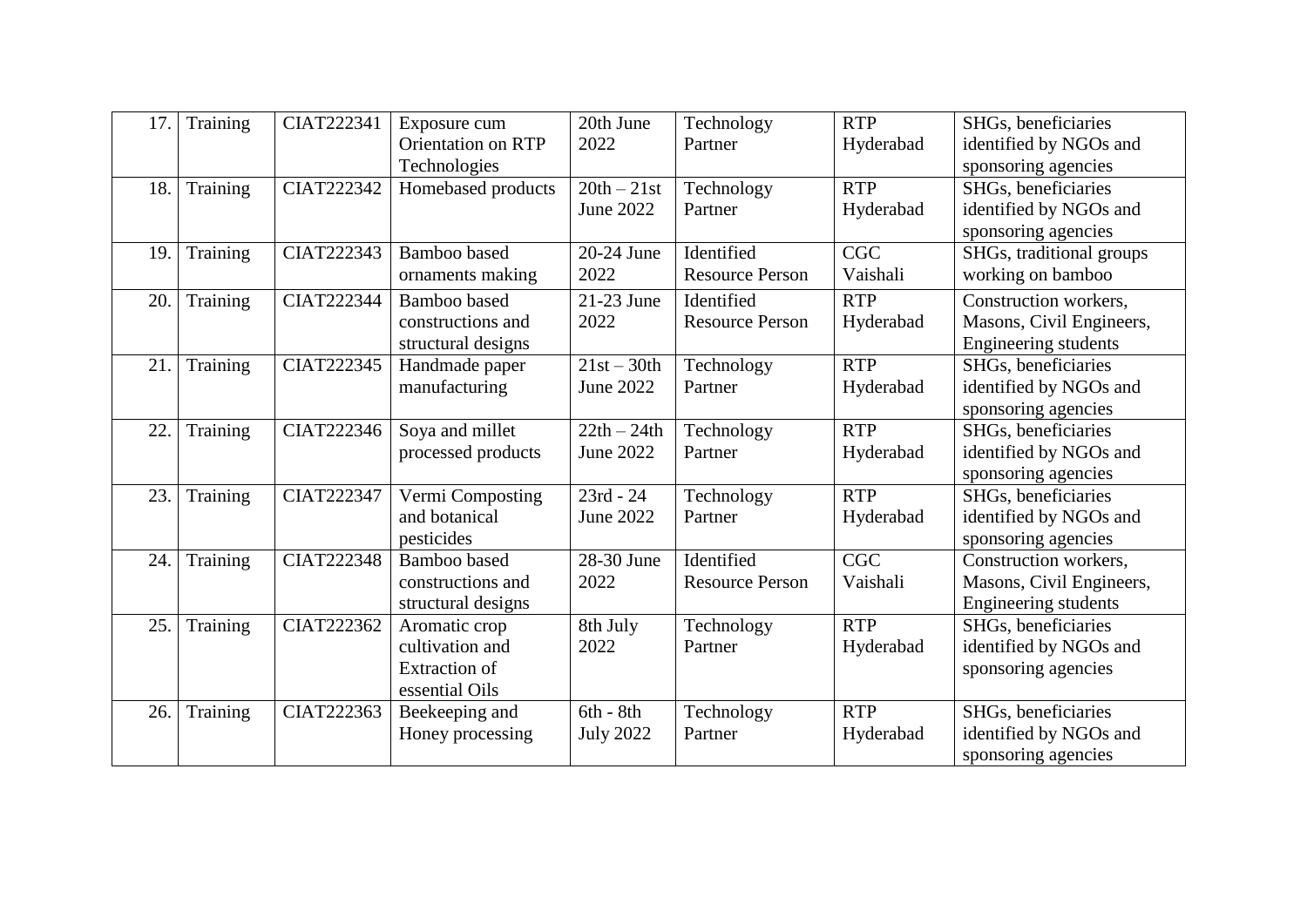| | | | | | | | |
|---|---|---|---|---|---|---|---|
| 17. | Training | CIAT222341 | Exposure cum Orientation on RTP Technologies | 20th June 2022 | Technology Partner | RTP Hyderabad | SHGs, beneficiaries identified by NGOs and sponsoring agencies |
| 18. | Training | CIAT222342 | Homebased products | 20th – 21st June 2022 | Technology Partner | RTP Hyderabad | SHGs, beneficiaries identified by NGOs and sponsoring agencies |
| 19. | Training | CIAT222343 | Bamboo based ornaments making | 20-24 June 2022 | Identified Resource Person | CGC Vaishali | SHGs, traditional groups working on bamboo |
| 20. | Training | CIAT222344 | Bamboo based constructions and structural designs | 21-23 June 2022 | Identified Resource Person | RTP Hyderabad | Construction workers, Masons, Civil Engineers, Engineering students |
| 21. | Training | CIAT222345 | Handmade paper manufacturing | 21st – 30th June 2022 | Technology Partner | RTP Hyderabad | SHGs, beneficiaries identified by NGOs and sponsoring agencies |
| 22. | Training | CIAT222346 | Soya and millet processed products | 22th – 24th June 2022 | Technology Partner | RTP Hyderabad | SHGs, beneficiaries identified by NGOs and sponsoring agencies |
| 23. | Training | CIAT222347 | Vermi Composting and botanical pesticides | 23rd - 24 June 2022 | Technology Partner | RTP Hyderabad | SHGs, beneficiaries identified by NGOs and sponsoring agencies |
| 24. | Training | CIAT222348 | Bamboo based constructions and structural designs | 28-30 June 2022 | Identified Resource Person | CGC Vaishali | Construction workers, Masons, Civil Engineers, Engineering students |
| 25. | Training | CIAT222362 | Aromatic crop cultivation and Extraction of essential Oils | 8th July 2022 | Technology Partner | RTP Hyderabad | SHGs, beneficiaries identified by NGOs and sponsoring agencies |
| 26. | Training | CIAT222363 | Beekeeping and Honey processing | 6th - 8th July 2022 | Technology Partner | RTP Hyderabad | SHGs, beneficiaries identified by NGOs and sponsoring agencies |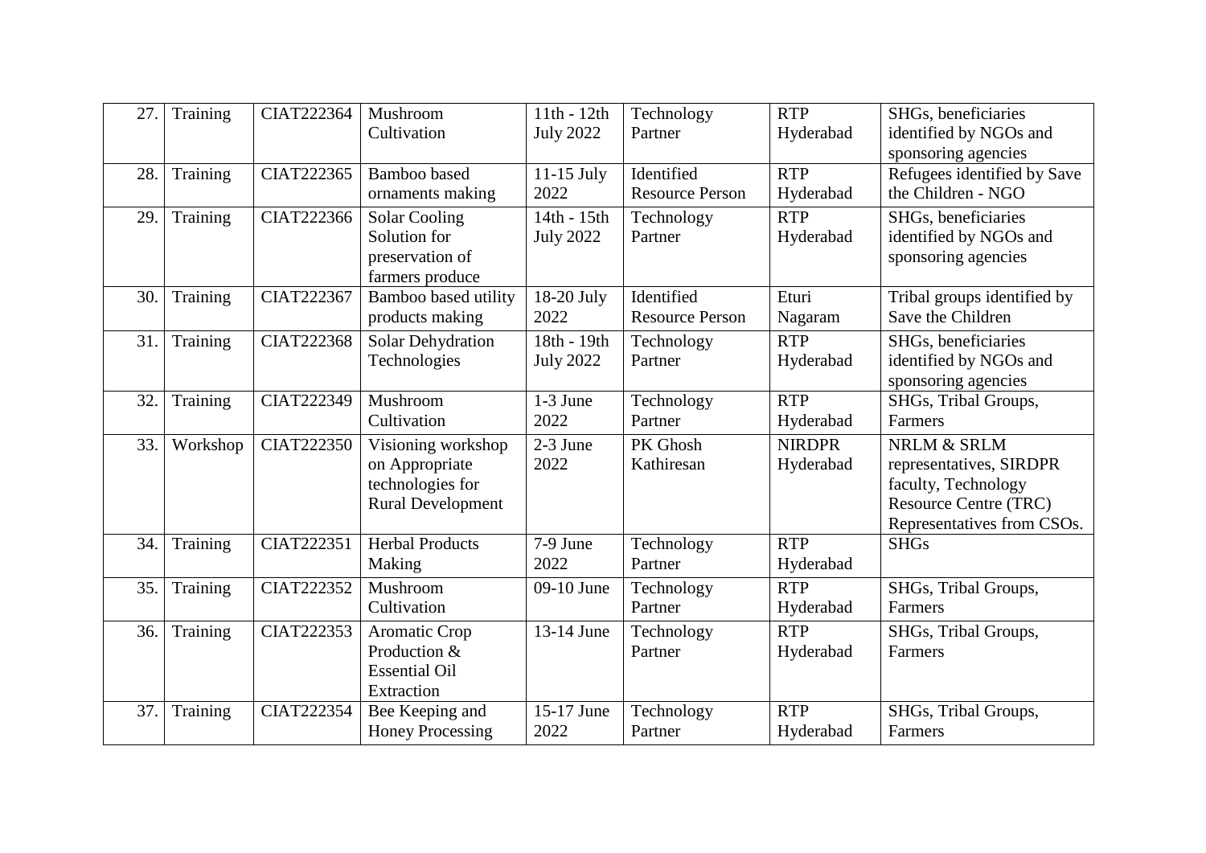| | | | | | | | |
|---|---|---|---|---|---|---|---|
| 27. | Training | CIAT222364 | Mushroom Cultivation | 11th - 12th July 2022 | Technology Partner | RTP Hyderabad | SHGs, beneficiaries identified by NGOs and sponsoring agencies |
| 28. | Training | CIAT222365 | Bamboo based ornaments making | 11-15 July 2022 | Identified Resource Person | RTP Hyderabad | Refugees identified by Save the Children - NGO |
| 29. | Training | CIAT222366 | Solar Cooling Solution for preservation of farmers produce | 14th - 15th July 2022 | Technology Partner | RTP Hyderabad | SHGs, beneficiaries identified by NGOs and sponsoring agencies |
| 30. | Training | CIAT222367 | Bamboo based utility products making | 18-20 July 2022 | Identified Resource Person | Eturi Nagaram | Tribal groups identified by Save the Children |
| 31. | Training | CIAT222368 | Solar Dehydration Technologies | 18th - 19th July 2022 | Technology Partner | RTP Hyderabad | SHGs, beneficiaries identified by NGOs and sponsoring agencies |
| 32. | Training | CIAT222349 | Mushroom Cultivation | 1-3 June 2022 | Technology Partner | RTP Hyderabad | SHGs, Tribal Groups, Farmers |
| 33. | Workshop | CIAT222350 | Visioning workshop on Appropriate technologies for Rural Development | 2-3 June 2022 | PK Ghosh Kathiresan | NIRDPR Hyderabad | NRLM & SRLM representatives, SIRDPR faculty, Technology Resource Centre (TRC) Representatives from CSOs. |
| 34. | Training | CIAT222351 | Herbal Products Making | 7-9 June 2022 | Technology Partner | RTP Hyderabad | SHGs |
| 35. | Training | CIAT222352 | Mushroom Cultivation | 09-10 June | Technology Partner | RTP Hyderabad | SHGs, Tribal Groups, Farmers |
| 36. | Training | CIAT222353 | Aromatic Crop Production & Essential Oil Extraction | 13-14 June | Technology Partner | RTP Hyderabad | SHGs, Tribal Groups, Farmers |
| 37. | Training | CIAT222354 | Bee Keeping and Honey Processing | 15-17 June 2022 | Technology Partner | RTP Hyderabad | SHGs, Tribal Groups, Farmers |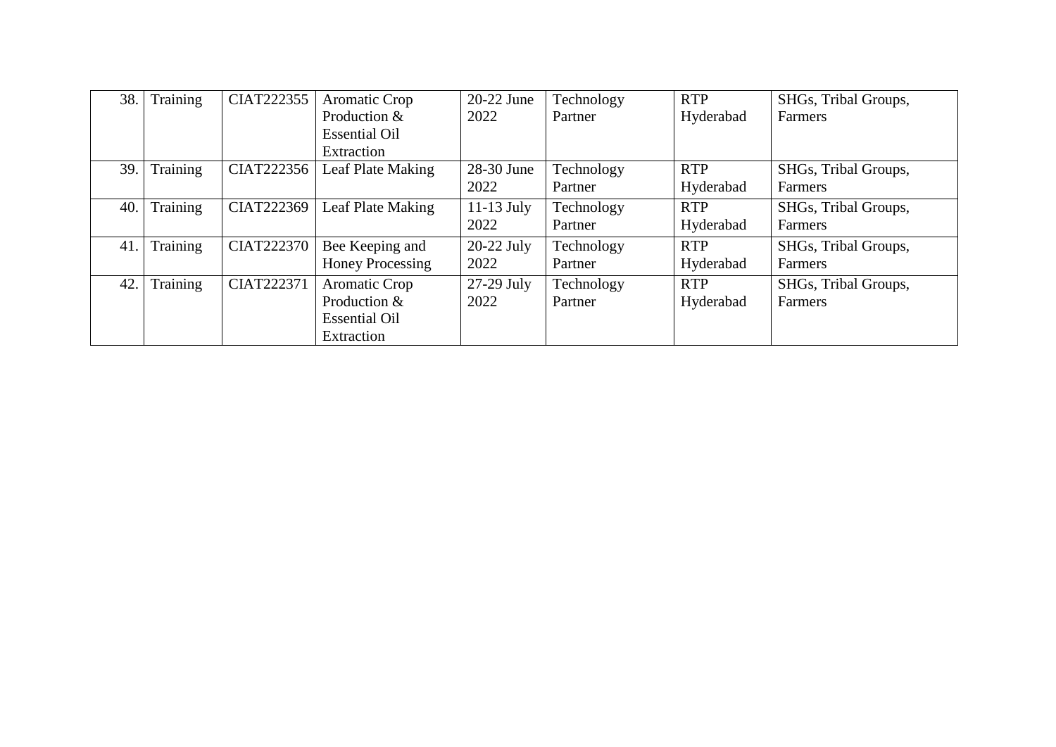| | | | | | | | |
|---|---|---|---|---|---|---|---|
| 38. | Training | CIAT222355 | Aromatic Crop Production & Essential Oil Extraction | 20-22 June 2022 | Technology Partner | RTP Hyderabad | SHGs, Tribal Groups, Farmers |
| 39. | Training | CIAT222356 | Leaf Plate Making | 28-30 June 2022 | Technology Partner | RTP Hyderabad | SHGs, Tribal Groups, Farmers |
| 40. | Training | CIAT222369 | Leaf Plate Making | 11-13 July 2022 | Technology Partner | RTP Hyderabad | SHGs, Tribal Groups, Farmers |
| 41. | Training | CIAT222370 | Bee Keeping and Honey Processing | 20-22 July 2022 | Technology Partner | RTP Hyderabad | SHGs, Tribal Groups, Farmers |
| 42. | Training | CIAT222371 | Aromatic Crop Production & Essential Oil Extraction | 27-29 July 2022 | Technology Partner | RTP Hyderabad | SHGs, Tribal Groups, Farmers |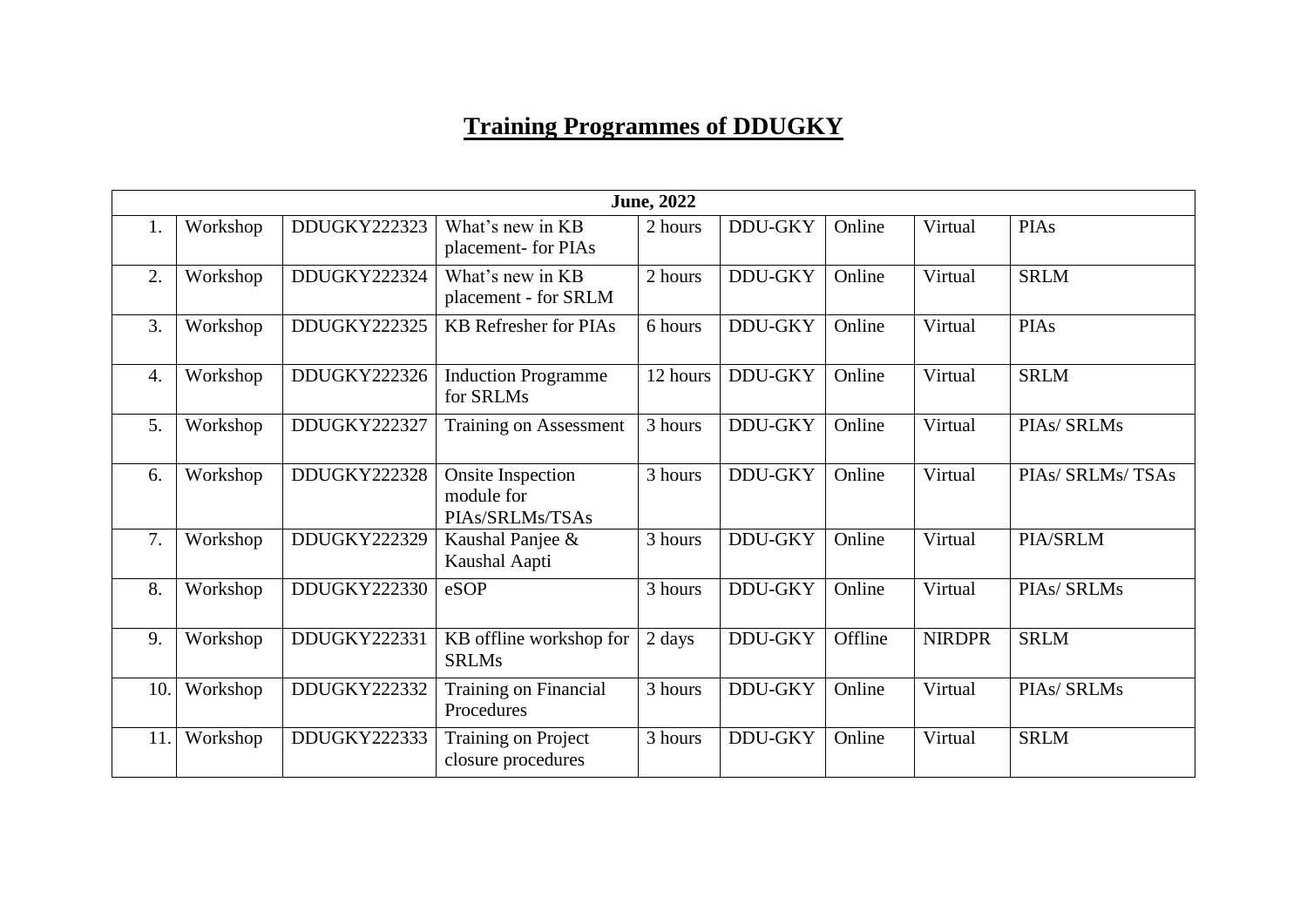# Training Programmes of DDUGKY

| | | | | | | | | |
|---|---|---|---|---|---|---|---|---|
| **June, 2022** | | | | | | | | |
| 1. | Workshop | DDUGKY222323 | What's new in KB placement- for PIAs | 2 hours | DDU-GKY | Online | Virtual | PIAs |
| 2. | Workshop | DDUGKY222324 | What's new in KB placement - for SRLM | 2 hours | DDU-GKY | Online | Virtual | SRLM |
| 3. | Workshop | DDUGKY222325 | KB Refresher for PIAs | 6 hours | DDU-GKY | Online | Virtual | PIAs |
| 4. | Workshop | DDUGKY222326 | Induction Programme for SRLMs | 12 hours | DDU-GKY | Online | Virtual | SRLM |
| 5. | Workshop | DDUGKY222327 | Training on Assessment | 3 hours | DDU-GKY | Online | Virtual | PIAs/ SRLMs |
| 6. | Workshop | DDUGKY222328 | Onsite Inspection module for PIAs/SRLMs/TSAs | 3 hours | DDU-GKY | Online | Virtual | PIAs/ SRLMs/ TSAs |
| 7. | Workshop | DDUGKY222329 | Kaushal Panjee & Kaushal Aapti | 3 hours | DDU-GKY | Online | Virtual | PIA/SRLM |
| 8. | Workshop | DDUGKY222330 | eSOP | 3 hours | DDU-GKY | Online | Virtual | PIAs/ SRLMs |
| 9. | Workshop | DDUGKY222331 | KB offline workshop for SRLMs | 2 days | DDU-GKY | Offline | NIRDPR | SRLM |
| 10. | Workshop | DDUGKY222332 | Training on Financial Procedures | 3 hours | DDU-GKY | Online | Virtual | PIAs/ SRLMs |
| 11. | Workshop | DDUGKY222333 | Training on Project closure procedures | 3 hours | DDU-GKY | Online | Virtual | SRLM |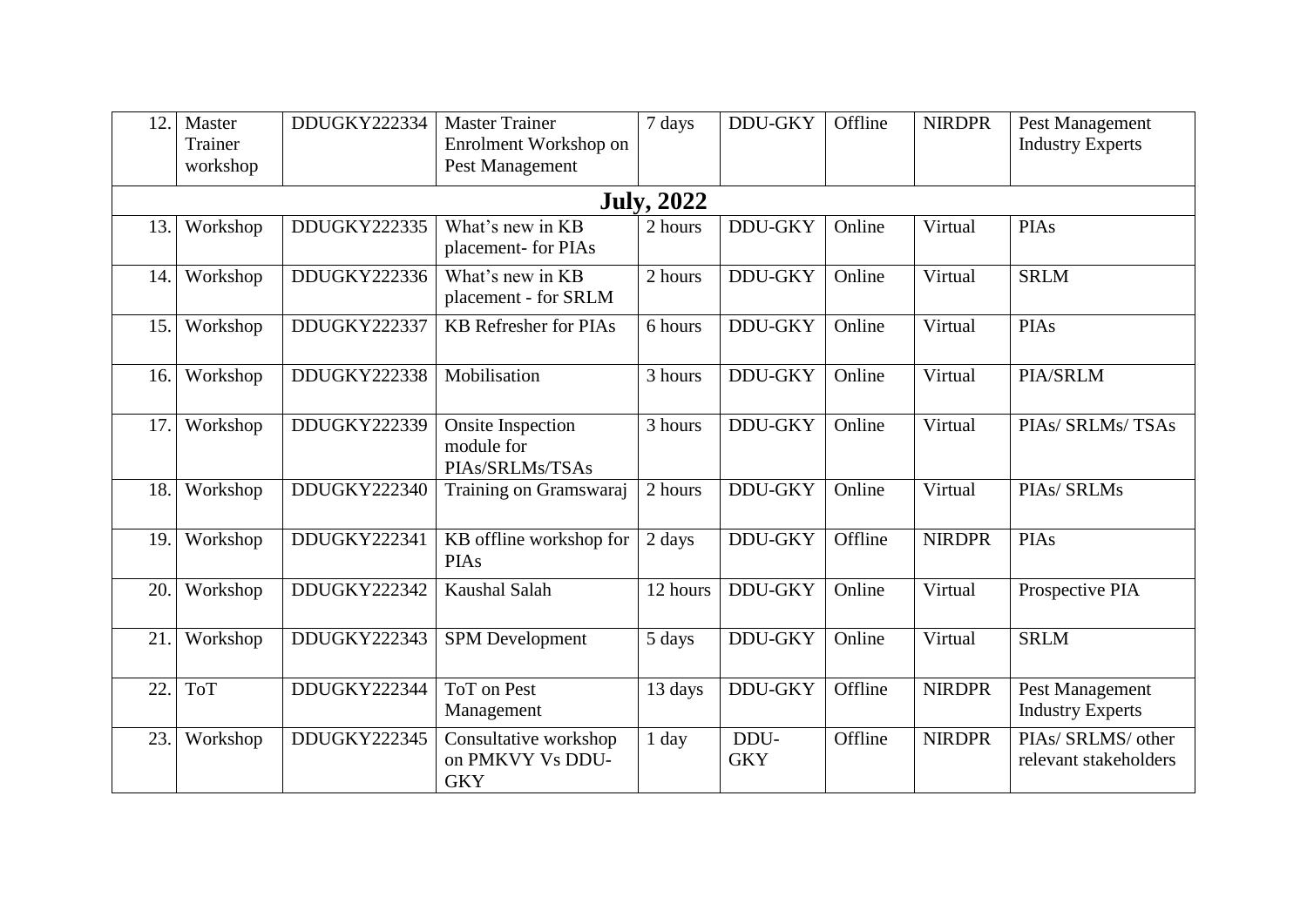| 12. | Master Trainer workshop | DDUGKY222334 | Master Trainer Enrolment Workshop on Pest Management | 7 days | DDU-GKY | Offline | NIRDPR | Pest Management Industry Experts |
|---|---|---|---|---|---|---|---|---|
| **July, 2022** | | | | | | | | |
| 13. | Workshop | DDUGKY222335 | What's new in KB placement- for PIAs | 2 hours | DDU-GKY | Online | Virtual | PIAs |
| 14. | Workshop | DDUGKY222336 | What's new in KB placement - for SRLM | 2 hours | DDU-GKY | Online | Virtual | SRLM |
| 15. | Workshop | DDUGKY222337 | KB Refresher for PIAs | 6 hours | DDU-GKY | Online | Virtual | PIAs |
| 16. | Workshop | DDUGKY222338 | Mobilisation | 3 hours | DDU-GKY | Online | Virtual | PIA/SRLM |
| 17. | Workshop | DDUGKY222339 | Onsite Inspection module for PIAs/SRLMs/TSAs | 3 hours | DDU-GKY | Online | Virtual | PIAs/ SRLMs/ TSAs |
| 18. | Workshop | DDUGKY222340 | Training on Gramswaraj | 2 hours | DDU-GKY | Online | Virtual | PIAs/ SRLMs |
| 19. | Workshop | DDUGKY222341 | KB offline workshop for PIAs | 2 days | DDU-GKY | Offline | NIRDPR | PIAs |
| 20. | Workshop | DDUGKY222342 | Kaushal Salah | 12 hours | DDU-GKY | Online | Virtual | Prospective PIA |
| 21. | Workshop | DDUGKY222343 | SPM Development | 5 days | DDU-GKY | Online | Virtual | SRLM |
| 22. | ToT | DDUGKY222344 | ToT on Pest Management | 13 days | DDU-GKY | Offline | NIRDPR | Pest Management Industry Experts |
| 23. | Workshop | DDUGKY222345 | Consultative workshop on PMKVY Vs DDU-GKY | 1 day | DDU-GKY | Offline | NIRDPR | PIAs/ SRLMS/ other relevant stakeholders |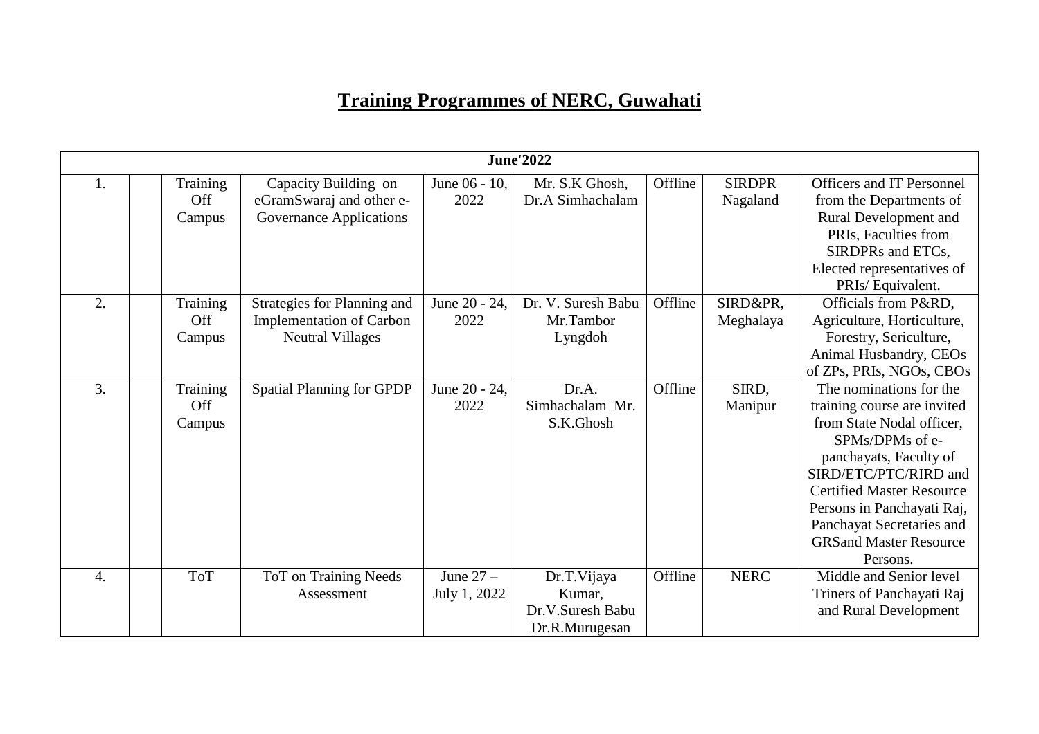# Training Programmes of NERC, Guwahati

| | | | | | | | | |
|---|---|---|---|---|---|---|---|---|
| **June'2022** | | | | | | | | |
| 1. | | Training Off Campus | Capacity Building on eGramSwaraj and other e-Governance Applications | June 06 - 10, 2022 | Mr. S.K Ghosh, Dr.A Simhachalam | Offline | SIRDPR Nagaland | Officers and IT Personnel from the Departments of Rural Development and PRIs, Faculties from SIRDPRs and ETCs, Elected representatives of PRIs/ Equivalent. |
| 2. | | Training Off Campus | Strategies for Planning and Implementation of Carbon Neutral Villages | June 20 - 24, 2022 | Dr. V. Suresh Babu Mr.Tambor Lyngdoh | Offline | SIRD&PR, Meghalaya | Officials from P&RD, Agriculture, Horticulture, Forestry, Sericulture, Animal Husbandry, CEOs of ZPs, PRIs, NGOs, CBOs |
| 3. | | Training Off Campus | Spatial Planning for GPDP | June 20 - 24, 2022 | Dr.A. Simhachalam Mr. S.K.Ghosh | Offline | SIRD, Manipur | The nominations for the training course are invited from State Nodal officer, SPMs/DPMs of e-panchayats, Faculty of SIRD/ETC/PTC/RIRD and Certified Master Resource Persons in Panchayati Raj, Panchayat Secretaries and GRSand Master Resource Persons. |
| 4. | | ToT | ToT on Training Needs Assessment | June 27 – July 1, 2022 | Dr.T.Vijaya Kumar, Dr.V.Suresh Babu Dr.R.Murugesan | Offline | NERC | Middle and Senior level Triners of Panchayati Raj and Rural Development |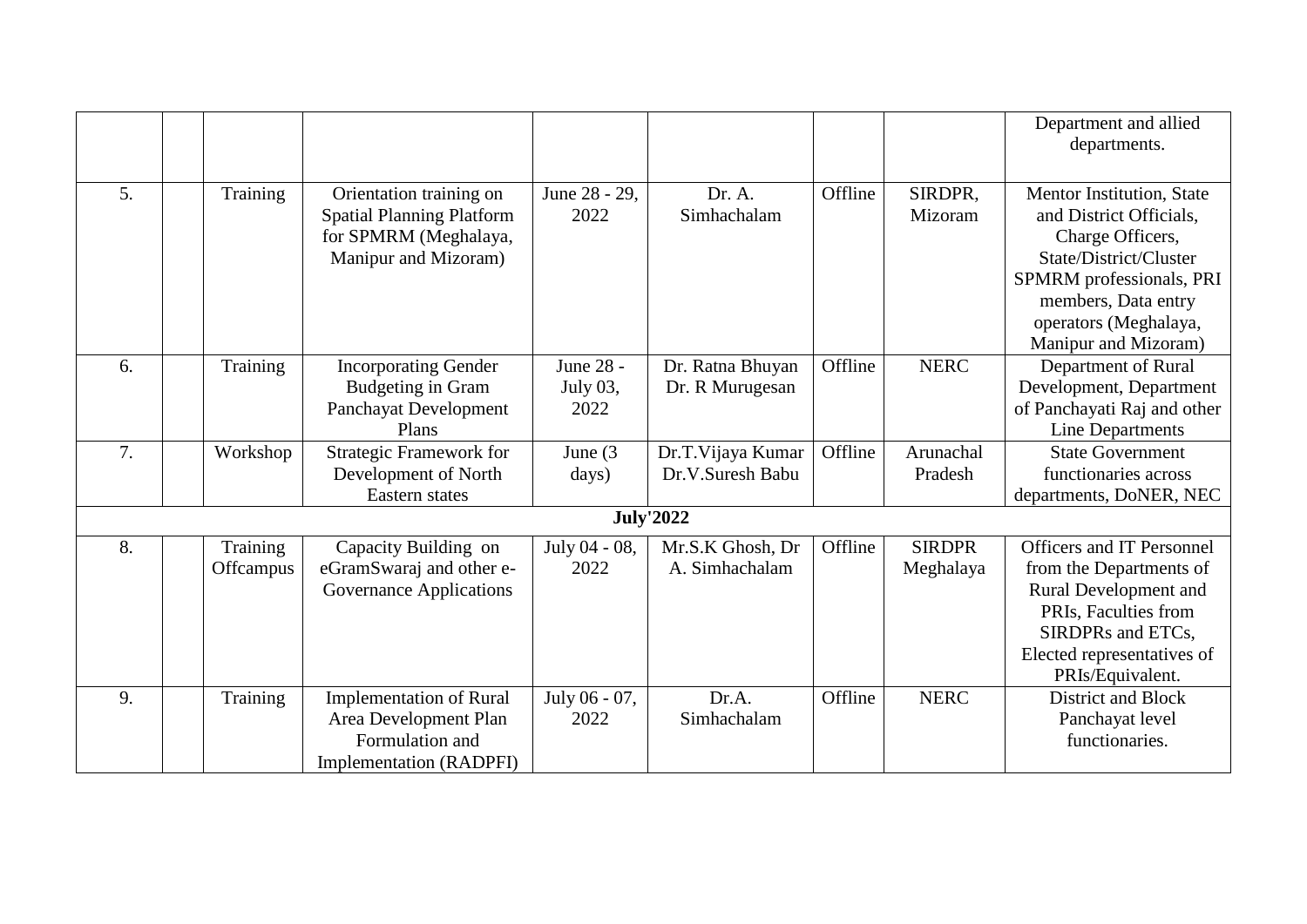| | | | | | | | | |
|---|---|---|---|---|---|---|---|---|
| | | | | | | | | Department and allied departments. |
| 5. | | Training | Orientation training on Spatial Planning Platform for SPMRM (Meghalaya, Manipur and Mizoram) | June 28 - 29, 2022 | Dr. A. Simhachalam | Offline | SIRDPR, Mizoram | Mentor Institution, State and District Officials, Charge Officers, State/District/Cluster SPMRM professionals, PRI members, Data entry operators (Meghalaya, Manipur and Mizoram) |
| 6. | | Training | Incorporating Gender Budgeting in Gram Panchayat Development Plans | June 28 - July 03, 2022 | Dr. Ratna Bhuyan Dr. R Murugesan | Offline | NERC | Department of Rural Development, Department of Panchayati Raj and other Line Departments |
| 7. | | Workshop | Strategic Framework for Development of North Eastern states | June (3 days) | Dr.T.Vijaya Kumar Dr.V.Suresh Babu | Offline | Arunachal Pradesh | State Government functionaries across departments, DoNER, NEC |
| **July'2022** | | | | | | | | |
| 8. | | Training Offcampus | Capacity Building on eGramSwaraj and other e-Governance Applications | July 04 - 08, 2022 | Mr.S.K Ghosh, Dr A. Simhachalam | Offline | SIRDPR Meghalaya | Officers and IT Personnel from the Departments of Rural Development and PRIs, Faculties from SIRDPRs and ETCs, Elected representatives of PRIs/Equivalent. |
| 9. | | Training | Implementation of Rural Area Development Plan Formulation and Implementation (RADPFI) | July 06 - 07, 2022 | Dr.A. Simhachalam | Offline | NERC | District and Block Panchayat level functionaries. |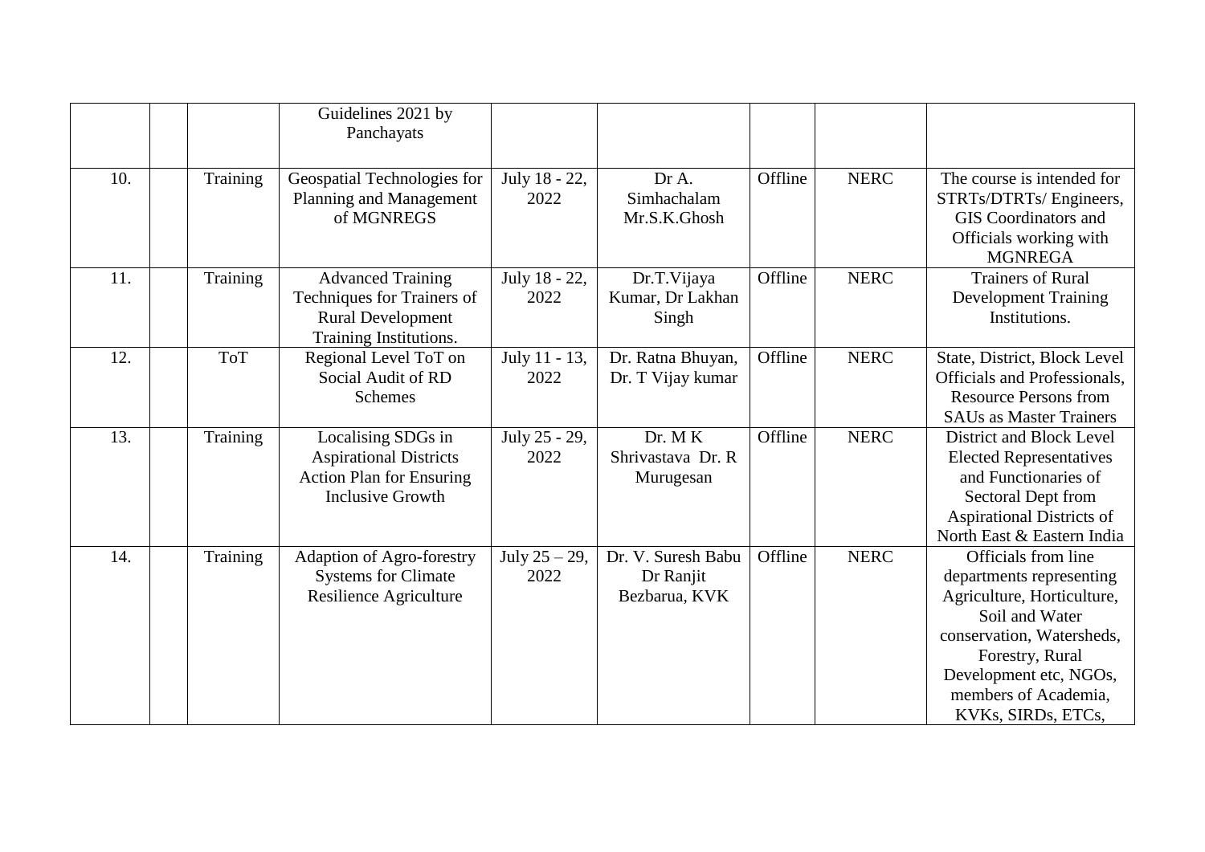| | | | | | | | | |
|---|---|---|---|---|---|---|---|---|
| | | | Guidelines 2021 by Panchayats | | | | | |
| 10. | | Training | Geospatial Technologies for Planning and Management of MGNREGS | July 18 - 22, 2022 | Dr A. Simhachalam Mr.S.K.Ghosh | Offline | NERC | The course is intended for STRTs/DTRTs/ Engineers, GIS Coordinators and Officials working with MGNREGA |
| 11. | | Training | Advanced Training Techniques for Trainers of Rural Development Training Institutions. | July 18 - 22, 2022 | Dr.T.Vijaya Kumar, Dr Lakhan Singh | Offline | NERC | Trainers of Rural Development Training Institutions. |
| 12. | | ToT | Regional Level ToT on Social Audit of RD Schemes | July 11 - 13, 2022 | Dr. Ratna Bhuyan, Dr. T Vijay kumar | Offline | NERC | State, District, Block Level Officials and Professionals, Resource Persons from SAUs as Master Trainers |
| 13. | | Training | Localising SDGs in Aspirational Districts Action Plan for Ensuring Inclusive Growth | July 25 - 29, 2022 | Dr. M K Shrivastava Dr. R Murugesan | Offline | NERC | District and Block Level Elected Representatives and Functionaries of Sectoral Dept from Aspirational Districts of North East & Eastern India |
| 14. | | Training | Adaption of Agro-forestry Systems for Climate Resilience Agriculture | July 25 – 29, 2022 | Dr. V. Suresh Babu Dr Ranjit Bezbarua, KVK | Offline | NERC | Officials from line departments representing Agriculture, Horticulture, Soil and Water conservation, Watersheds, Forestry, Rural Development etc, NGOs, members of Academia, KVKs, SIRDs, ETCs, |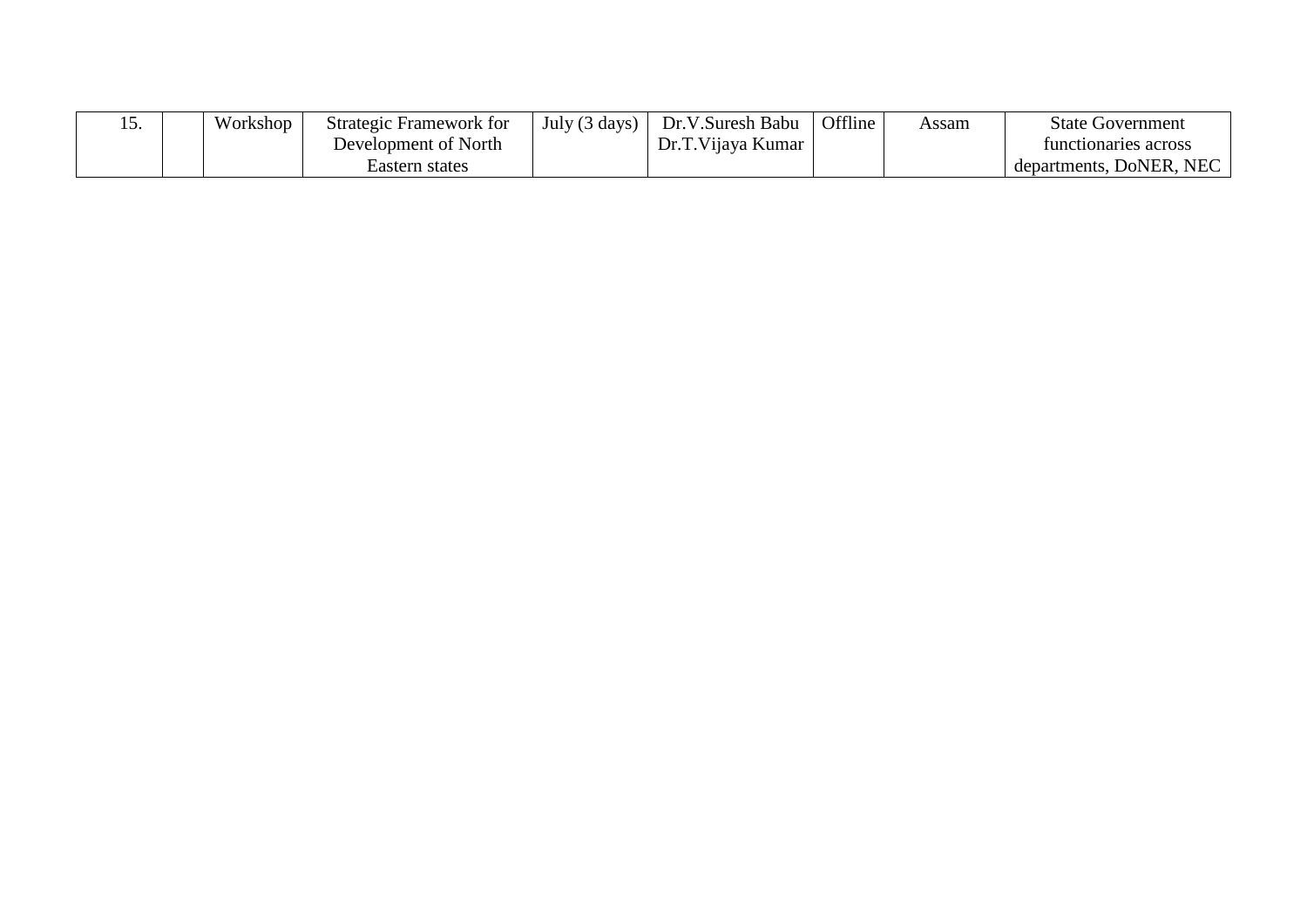| | | | | | | | | |
|---|---|---|---|---|---|---|---|---|
| 15. | | Workshop | Strategic Framework for Development of North Eastern states | July (3 days) | Dr.V.Suresh Babu Dr.T.Vijaya Kumar | Offline | Assam | State Government functionaries across departments, DoNER, NEC |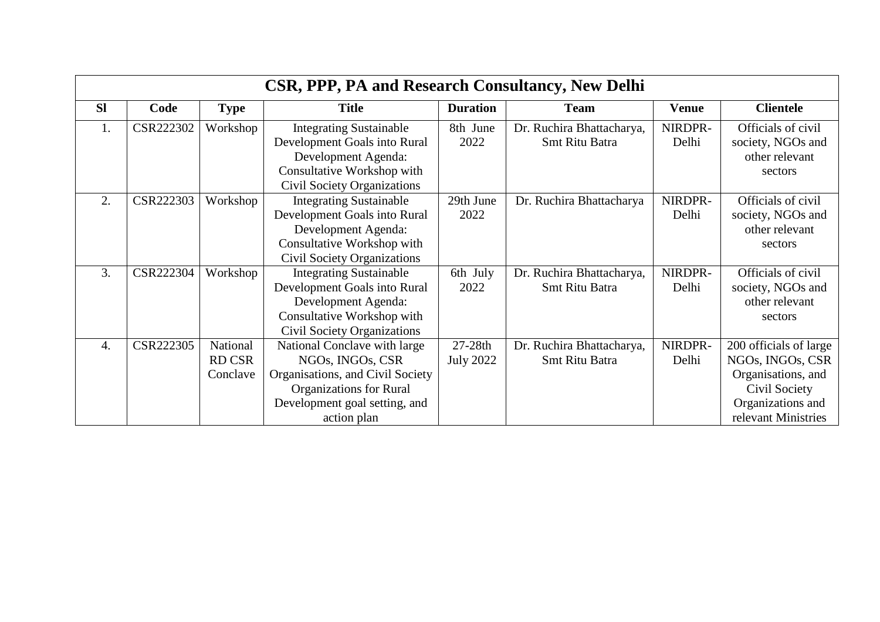| CSR, PPP, PA and Research Consultancy, New Delhi | | | | | | | |
|---|---|---|---|---|---|---|---|
| **Sl** | **Code** | **Type** | **Title** | **Duration** | **Team** | **Venue** | **Clientele** |
| 1. | CSR222302 | Workshop | Integrating Sustainable Development Goals into Rural Development Agenda: Consultative Workshop with Civil Society Organizations | 8th June 2022 | Dr. Ruchira Bhattacharya, Smt Ritu Batra | NIRDPR-Delhi | Officials of civil society, NGOs and other relevant sectors |
| 2. | CSR222303 | Workshop | Integrating Sustainable Development Goals into Rural Development Agenda: Consultative Workshop with Civil Society Organizations | 29th June 2022 | Dr. Ruchira Bhattacharya | NIRDPR-Delhi | Officials of civil society, NGOs and other relevant sectors |
| 3. | CSR222304 | Workshop | Integrating Sustainable Development Goals into Rural Development Agenda: Consultative Workshop with Civil Society Organizations | 6th July 2022 | Dr. Ruchira Bhattacharya, Smt Ritu Batra | NIRDPR-Delhi | Officials of civil society, NGOs and other relevant sectors |
| 4. | CSR222305 | National RD CSR Conclave | National Conclave with large NGOs, INGOs, CSR Organisations, and Civil Society Organizations for Rural Development goal setting, and action plan | 27-28th July 2022 | Dr. Ruchira Bhattacharya, Smt Ritu Batra | NIRDPR-Delhi | 200 officials of large NGOs, INGOs, CSR Organisations, and Civil Society Organizations and relevant Ministries |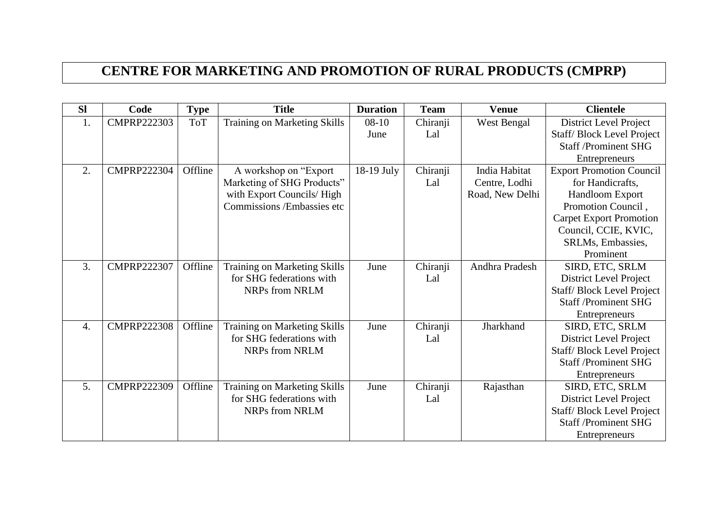# CENTRE FOR MARKETING AND PROMOTION OF RURAL PRODUCTS (CMPRP)

| Sl | Code | Type | Title | Duration | Team | Venue | Clientele |
|---|---|---|---|---|---|---|---|
| 1. | CMPRP222303 | ToT | Training on Marketing Skills | 08-10 June | Chiranji Lal | West Bengal | District Level Project Staff/ Block Level Project Staff /Prominent SHG Entrepreneurs |
| 2. | CMPRP222304 | Offline | A workshop on "Export Marketing of SHG Products" with Export Councils/ High Commissions /Embassies etc | 18-19 July | Chiranji Lal | India Habitat Centre, Lodhi Road, New Delhi | Export Promotion Council for Handicrafts, Handloom Export Promotion Council , Carpet Export Promotion Council, CCIE, KVIC, SRLMs, Embassies, Prominent |
| 3. | CMPRP222307 | Offline | Training on Marketing Skills for SHG federations with NRPs from NRLM | June | Chiranji Lal | Andhra Pradesh | SIRD, ETC, SRLM District Level Project Staff/ Block Level Project Staff /Prominent SHG Entrepreneurs |
| 4. | CMPRP222308 | Offline | Training on Marketing Skills for SHG federations with NRPs from NRLM | June | Chiranji Lal | Jharkhand | SIRD, ETC, SRLM District Level Project Staff/ Block Level Project Staff /Prominent SHG Entrepreneurs |
| 5. | CMPRP222309 | Offline | Training on Marketing Skills for SHG federations with NRPs from NRLM | June | Chiranji Lal | Rajasthan | SIRD, ETC, SRLM District Level Project Staff/ Block Level Project Staff /Prominent SHG Entrepreneurs |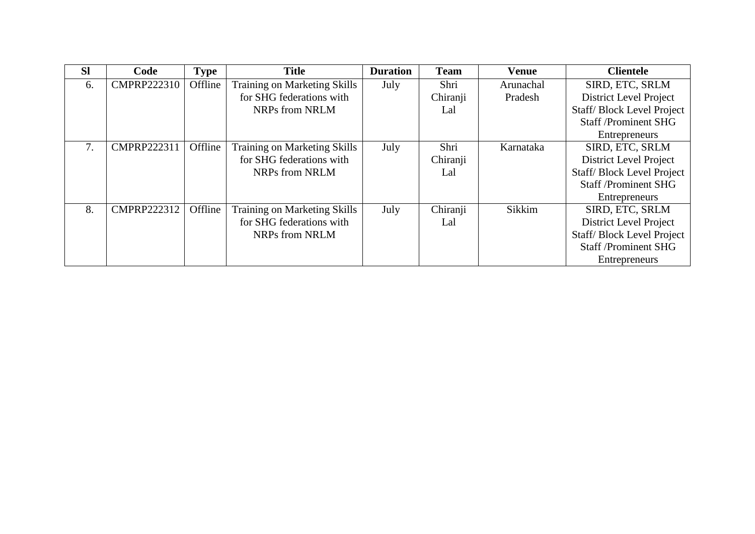| Sl | Code | Type | Title | Duration | Team | Venue | Clientele |
|---|---|---|---|---|---|---|---|
| 6. | CMPRP222310 | Offline | Training on Marketing Skills for SHG federations with NRPs from NRLM | July | Shri Chiranji Lal | Arunachal Pradesh | SIRD, ETC, SRLM District Level Project Staff/ Block Level Project Staff /Prominent SHG Entrepreneurs |
| 7. | CMPRP222311 | Offline | Training on Marketing Skills for SHG federations with NRPs from NRLM | July | Shri Chiranji Lal | Karnataka | SIRD, ETC, SRLM District Level Project Staff/ Block Level Project Staff /Prominent SHG Entrepreneurs |
| 8. | CMPRP222312 | Offline | Training on Marketing Skills for SHG federations with NRPs from NRLM | July | Chiranji Lal | Sikkim | SIRD, ETC, SRLM District Level Project Staff/ Block Level Project Staff /Prominent SHG Entrepreneurs |